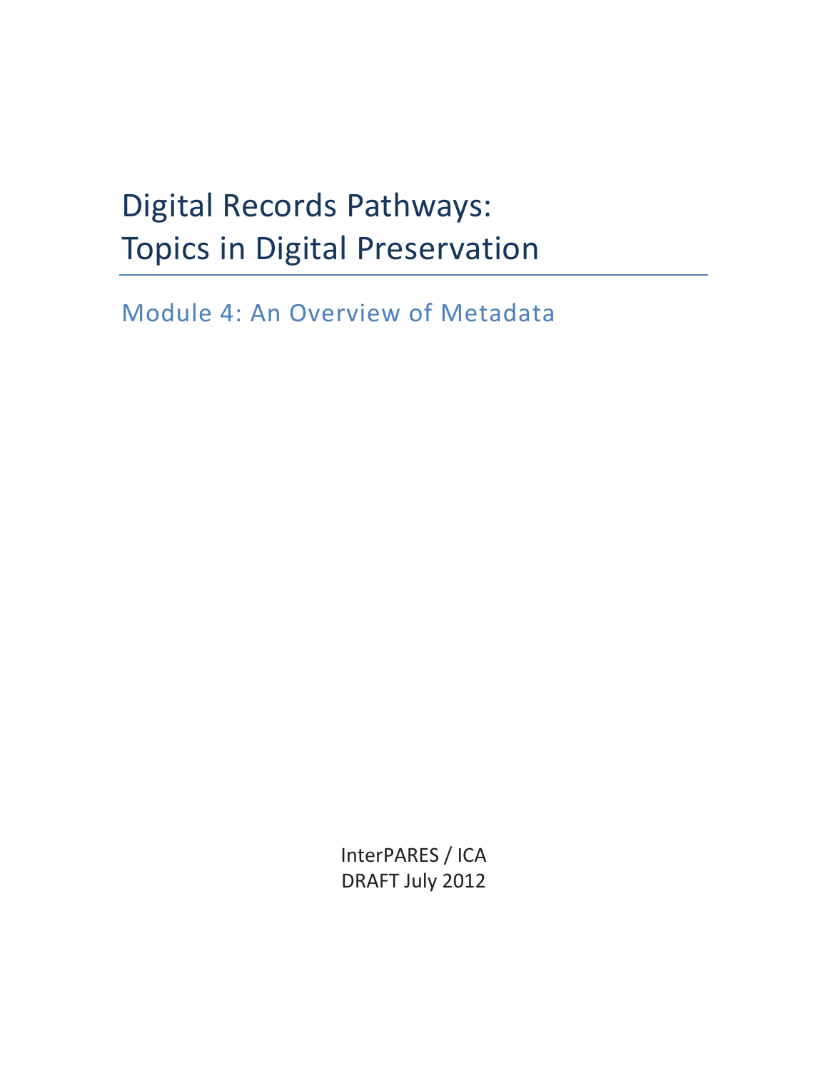# Digital Records Pathways: Topics in Digital Preservation

## Module 4: An Overview of Metadata

InterPARES / ICA
DRAFT July 2012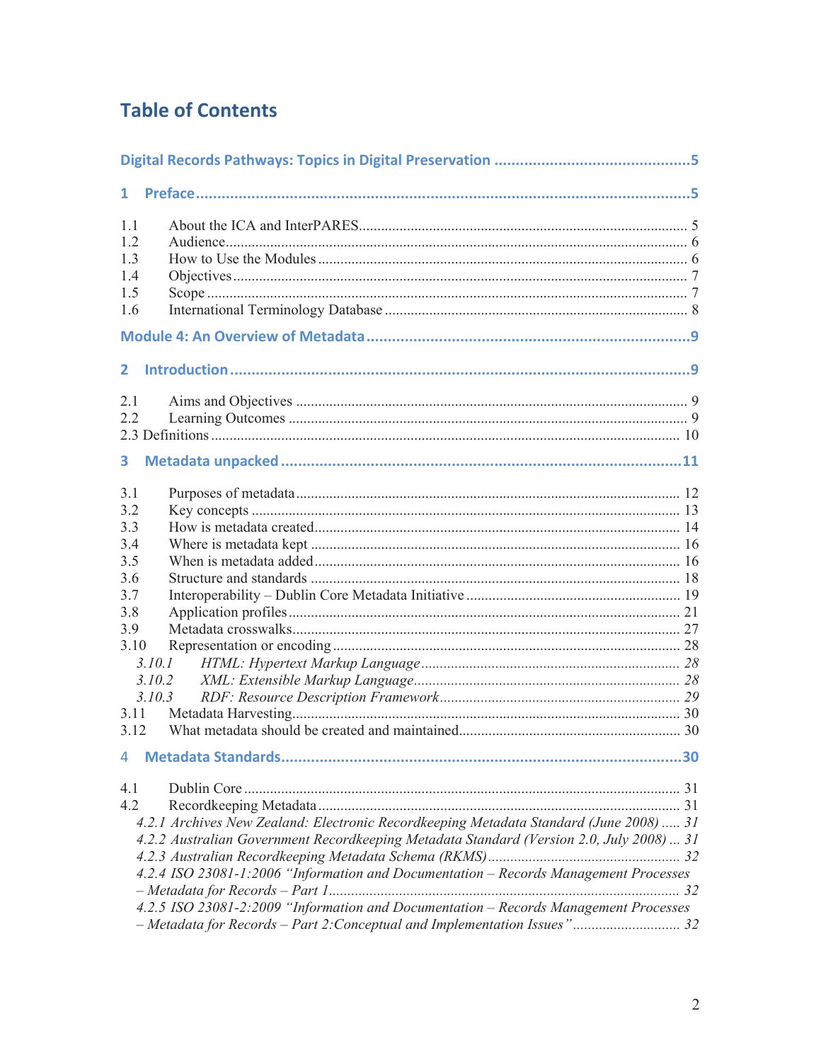# Table of Contents

**Digital Records Pathways: Topics in Digital Preservation** .......... 5

**1 Preface** .......... 5

1.1 About the ICA and InterPARES .......... 5
1.2 Audience .......... 6
1.3 How to Use the Modules .......... 6
1.4 Objectives .......... 7
1.5 Scope .......... 7
1.6 International Terminology Database .......... 8

**Module 4: An Overview of Metadata** .......... 9

**2 Introduction** .......... 9

2.1 Aims and Objectives .......... 9
2.2 Learning Outcomes .......... 9
2.3 Definitions .......... 10

**3 Metadata unpacked** .......... 11

3.1 Purposes of metadata .......... 12
3.2 Key concepts .......... 13
3.3 How is metadata created .......... 14
3.4 Where is metadata kept .......... 16
3.5 When is metadata added .......... 16
3.6 Structure and standards .......... 18
3.7 Interoperability – Dublin Core Metadata Initiative .......... 19
3.8 Application profiles .......... 21
3.9 Metadata crosswalks .......... 27
3.10 Representation or encoding .......... 28
*3.10.1 HTML: Hypertext Markup Language* .......... *28*
*3.10.2 XML: Extensible Markup Language* .......... *28*
*3.10.3 RDF: Resource Description Framework* .......... *29*
3.11 Metadata Harvesting .......... 30
3.12 What metadata should be created and maintained .......... 30

**4 Metadata Standards** .......... 30

4.1 Dublin Core .......... 31
4.2 Recordkeeping Metadata .......... 31
*4.2.1 Archives New Zealand: Electronic Recordkeeping Metadata Standard (June 2008)* .......... *31*
*4.2.2 Australian Government Recordkeeping Metadata Standard (Version 2.0, July 2008)* .......... *31*
*4.2.3 Australian Recordkeeping Metadata Schema (RKMS)* .......... *32*
*4.2.4 ISO 23081-1:2006 "Information and Documentation – Records Management Processes – Metadata for Records – Part 1* .......... *32*
*4.2.5 ISO 23081-2:2009 "Information and Documentation – Records Management Processes – Metadata for Records – Part 2:Conceptual and Implementation Issues"* .......... *32*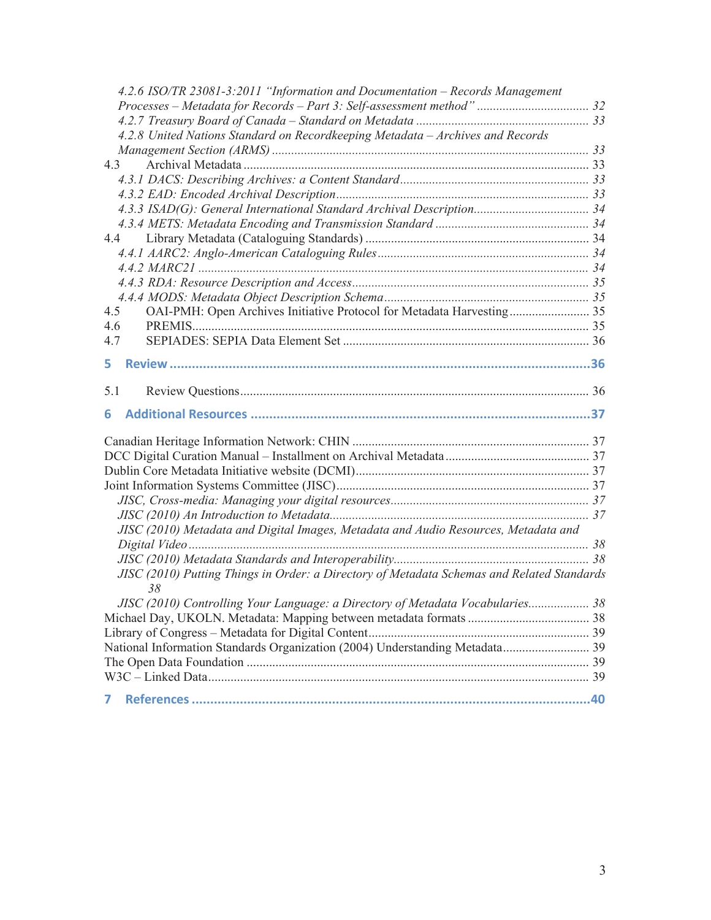*4.2.6 ISO/TR 23081-3:2011 "Information and Documentation – Records Management Processes – Metadata for Records – Part 3: Self-assessment method"* ..... *32*
*4.2.7 Treasury Board of Canada – Standard on Metadata* ..... *33*
*4.2.8 United Nations Standard on Recordkeeping Metadata – Archives and Records Management Section (ARMS)* ..... *33*
4.3 Archival Metadata ..... 33
*4.3.1 DACS: Describing Archives: a Content Standard* ..... *33*
*4.3.2 EAD: Encoded Archival Description* ..... *33*
*4.3.3 ISAD(G): General International Standard Archival Description* ..... *34*
*4.3.4 METS: Metadata Encoding and Transmission Standard* ..... *34*
4.4 Library Metadata (Cataloguing Standards) ..... 34
*4.4.1 AARC2: Anglo-American Cataloguing Rules* ..... *34*
*4.4.2 MARC21* ..... *34*
*4.4.3 RDA: Resource Description and Access* ..... *35*
*4.4.4 MODS: Metadata Object Description Schema* ..... *35*
4.5 OAI-PMH: Open Archives Initiative Protocol for Metadata Harvesting ..... 35
4.6 PREMIS ..... 35
4.7 SEPIADES: SEPIA Data Element Set ..... 36

**5 Review ..... 36**

5.1 Review Questions ..... 36

**6 Additional Resources ..... 37**

Canadian Heritage Information Network: CHIN ..... 37
DCC Digital Curation Manual – Installment on Archival Metadata ..... 37
Dublin Core Metadata Initiative website (DCMI) ..... 37
Joint Information Systems Committee (JISC) ..... 37
*JISC, Cross-media: Managing your digital resources* ..... *37*
*JISC (2010) An Introduction to Metadata* ..... *37*
*JISC (2010) Metadata and Digital Images, Metadata and Audio Resources, Metadata and Digital Video* ..... *38*
*JISC (2010) Metadata Standards and Interoperability* ..... *38*
*JISC (2010) Putting Things in Order: a Directory of Metadata Schemas and Related Standards* *38*
*JISC (2010) Controlling Your Language: a Directory of Metadata Vocabularies* ..... *38*
Michael Day, UKOLN. Metadata: Mapping between metadata formats ..... 38
Library of Congress – Metadata for Digital Content ..... 39
National Information Standards Organization (2004) Understanding Metadata ..... 39
The Open Data Foundation ..... 39
W3C – Linked Data ..... 39

**7 References ..... 40**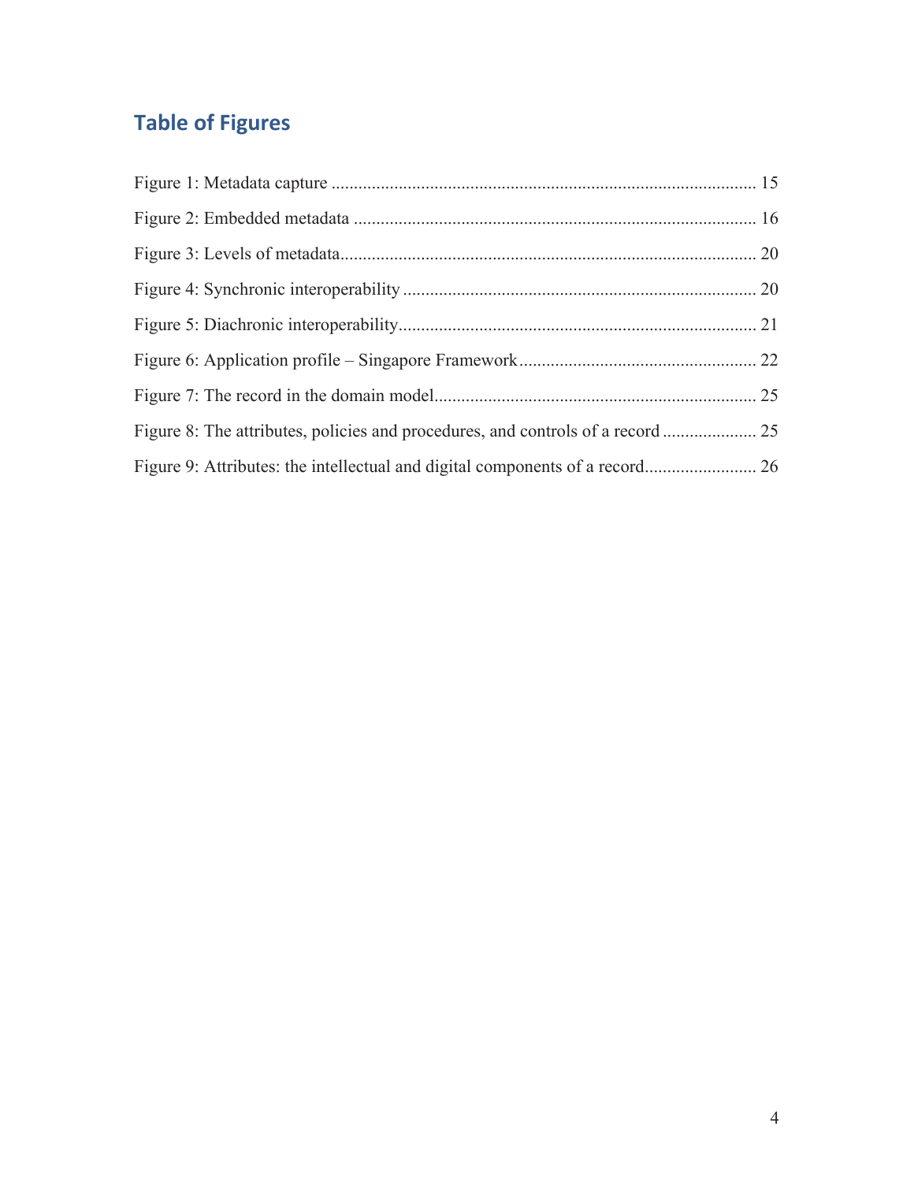## Table of Figures

Figure 1: Metadata capture ............................................................................................ 15

Figure 2: Embedded metadata ........................................................................................ 16

Figure 3: Levels of metadata........................................................................................... 20

Figure 4: Synchronic interoperability ............................................................................. 20

Figure 5: Diachronic interoperability.............................................................................. 21

Figure 6: Application profile – Singapore Framework .................................................... 22

Figure 7: The record in the domain model...................................................................... 25

Figure 8: The attributes, policies and procedures, and controls of a record ..................... 25

Figure 9: Attributes: the intellectual and digital components of a record......................... 26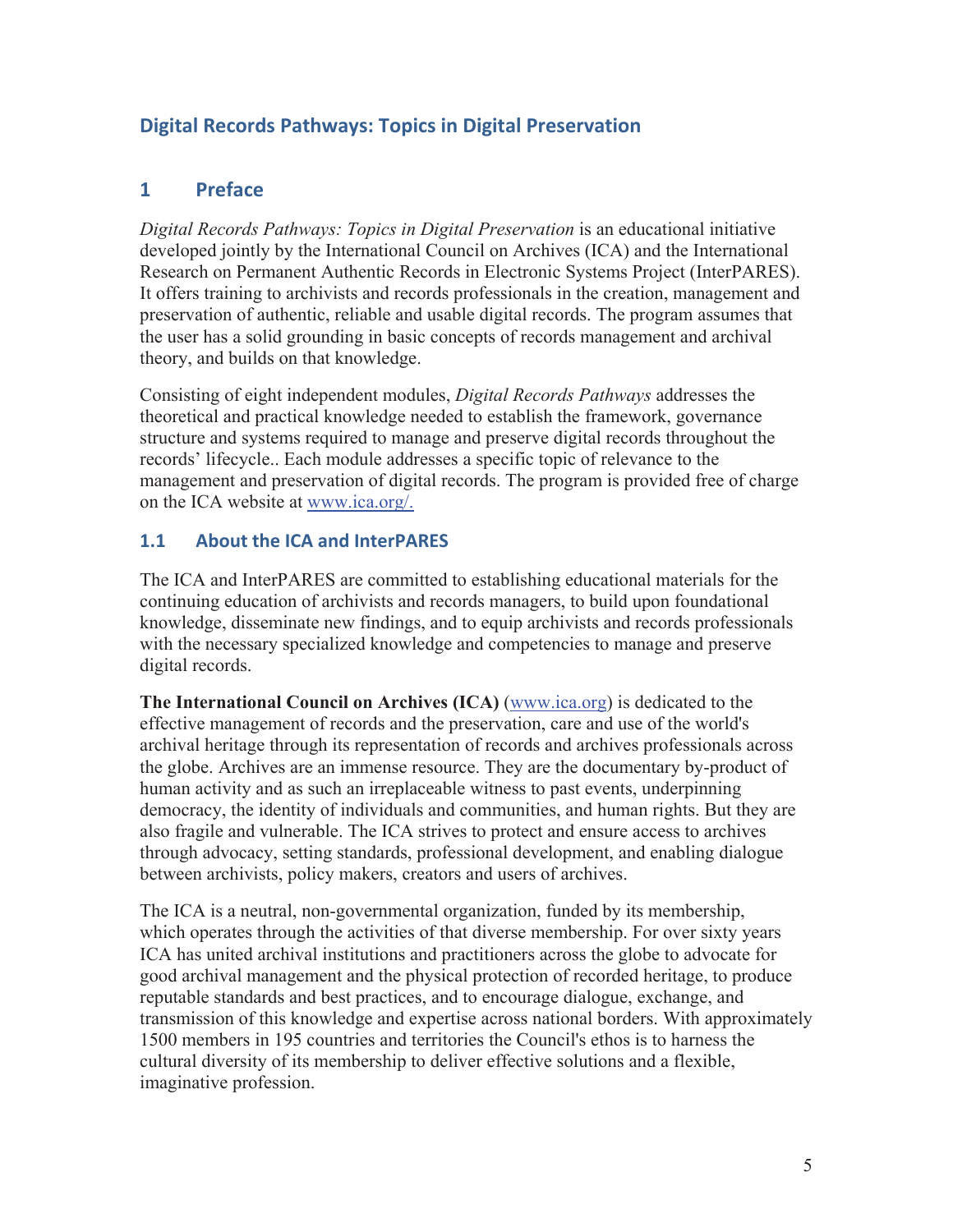# Digital Records Pathways: Topics in Digital Preservation

## 1 Preface

*Digital Records Pathways: Topics in Digital Preservation* is an educational initiative developed jointly by the International Council on Archives (ICA) and the International Research on Permanent Authentic Records in Electronic Systems Project (InterPARES). It offers training to archivists and records professionals in the creation, management and preservation of authentic, reliable and usable digital records. The program assumes that the user has a solid grounding in basic concepts of records management and archival theory, and builds on that knowledge.

Consisting of eight independent modules, *Digital Records Pathways* addresses the theoretical and practical knowledge needed to establish the framework, governance structure and systems required to manage and preserve digital records throughout the records' lifecycle.. Each module addresses a specific topic of relevance to the management and preservation of digital records. The program is provided free of charge on the ICA website at www.ica.org/.

### 1.1 About the ICA and InterPARES

The ICA and InterPARES are committed to establishing educational materials for the continuing education of archivists and records managers, to build upon foundational knowledge, disseminate new findings, and to equip archivists and records professionals with the necessary specialized knowledge and competencies to manage and preserve digital records.

**The International Council on Archives (ICA)** (www.ica.org) is dedicated to the effective management of records and the preservation, care and use of the world's archival heritage through its representation of records and archives professionals across the globe. Archives are an immense resource. They are the documentary by-product of human activity and as such an irreplaceable witness to past events, underpinning democracy, the identity of individuals and communities, and human rights. But they are also fragile and vulnerable. The ICA strives to protect and ensure access to archives through advocacy, setting standards, professional development, and enabling dialogue between archivists, policy makers, creators and users of archives.

The ICA is a neutral, non-governmental organization, funded by its membership, which operates through the activities of that diverse membership. For over sixty years ICA has united archival institutions and practitioners across the globe to advocate for good archival management and the physical protection of recorded heritage, to produce reputable standards and best practices, and to encourage dialogue, exchange, and transmission of this knowledge and expertise across national borders. With approximately 1500 members in 195 countries and territories the Council's ethos is to harness the cultural diversity of its membership to deliver effective solutions and a flexible, imaginative profession.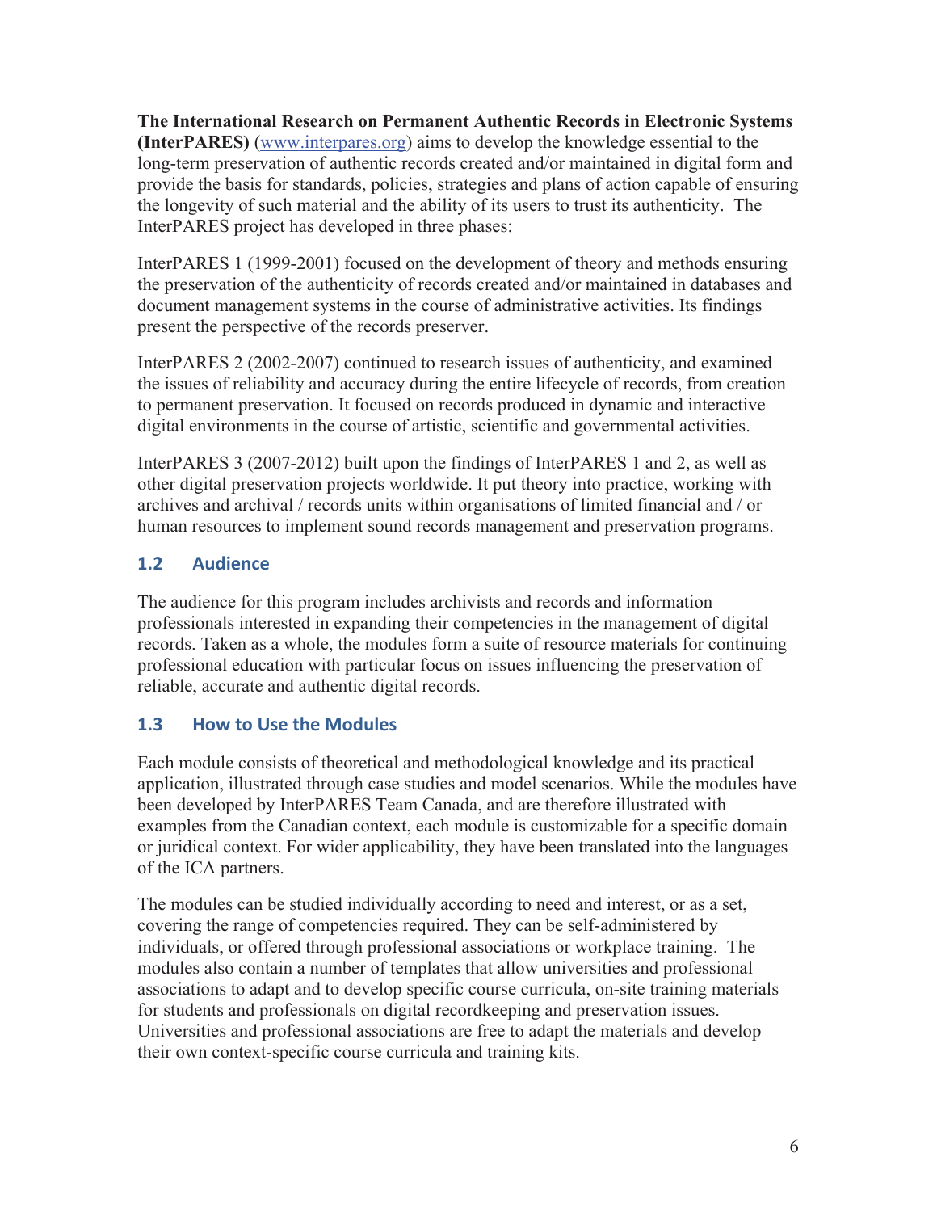**The International Research on Permanent Authentic Records in Electronic Systems (InterPARES)** (www.interpares.org) aims to develop the knowledge essential to the long-term preservation of authentic records created and/or maintained in digital form and provide the basis for standards, policies, strategies and plans of action capable of ensuring the longevity of such material and the ability of its users to trust its authenticity. The InterPARES project has developed in three phases:

InterPARES 1 (1999-2001) focused on the development of theory and methods ensuring the preservation of the authenticity of records created and/or maintained in databases and document management systems in the course of administrative activities. Its findings present the perspective of the records preserver.

InterPARES 2 (2002-2007) continued to research issues of authenticity, and examined the issues of reliability and accuracy during the entire lifecycle of records, from creation to permanent preservation. It focused on records produced in dynamic and interactive digital environments in the course of artistic, scientific and governmental activities.

InterPARES 3 (2007-2012) built upon the findings of InterPARES 1 and 2, as well as other digital preservation projects worldwide. It put theory into practice, working with archives and archival / records units within organisations of limited financial and / or human resources to implement sound records management and preservation programs.

## 1.2 Audience

The audience for this program includes archivists and records and information professionals interested in expanding their competencies in the management of digital records. Taken as a whole, the modules form a suite of resource materials for continuing professional education with particular focus on issues influencing the preservation of reliable, accurate and authentic digital records.

## 1.3 How to Use the Modules

Each module consists of theoretical and methodological knowledge and its practical application, illustrated through case studies and model scenarios. While the modules have been developed by InterPARES Team Canada, and are therefore illustrated with examples from the Canadian context, each module is customizable for a specific domain or juridical context. For wider applicability, they have been translated into the languages of the ICA partners.

The modules can be studied individually according to need and interest, or as a set, covering the range of competencies required. They can be self-administered by individuals, or offered through professional associations or workplace training. The modules also contain a number of templates that allow universities and professional associations to adapt and to develop specific course curricula, on-site training materials for students and professionals on digital recordkeeping and preservation issues. Universities and professional associations are free to adapt the materials and develop their own context-specific course curricula and training kits.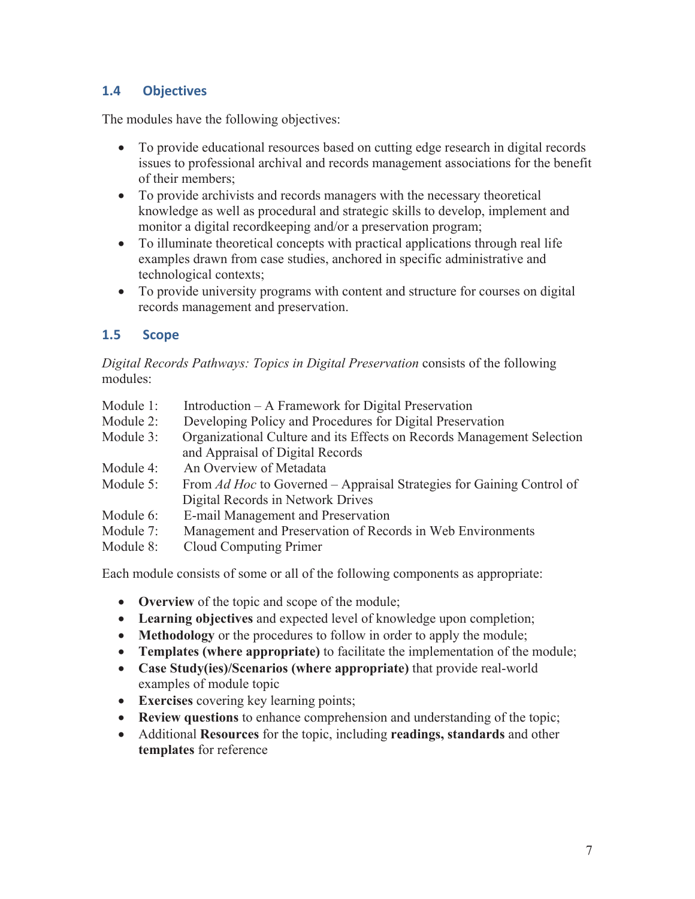## 1.4 Objectives

The modules have the following objectives:

- To provide educational resources based on cutting edge research in digital records issues to professional archival and records management associations for the benefit of their members;
- To provide archivists and records managers with the necessary theoretical knowledge as well as procedural and strategic skills to develop, implement and monitor a digital recordkeeping and/or a preservation program;
- To illuminate theoretical concepts with practical applications through real life examples drawn from case studies, anchored in specific administrative and technological contexts;
- To provide university programs with content and structure for courses on digital records management and preservation.

## 1.5 Scope

*Digital Records Pathways: Topics in Digital Preservation* consists of the following modules:

Module 1: Introduction – A Framework for Digital Preservation
Module 2: Developing Policy and Procedures for Digital Preservation
Module 3: Organizational Culture and its Effects on Records Management Selection and Appraisal of Digital Records
Module 4: An Overview of Metadata
Module 5: From *Ad Hoc* to Governed – Appraisal Strategies for Gaining Control of Digital Records in Network Drives
Module 6: E-mail Management and Preservation
Module 7: Management and Preservation of Records in Web Environments
Module 8: Cloud Computing Primer

Each module consists of some or all of the following components as appropriate:

- **Overview** of the topic and scope of the module;
- **Learning objectives** and expected level of knowledge upon completion;
- **Methodology** or the procedures to follow in order to apply the module;
- **Templates (where appropriate)** to facilitate the implementation of the module;
- **Case Study(ies)/Scenarios (where appropriate)** that provide real-world examples of module topic
- **Exercises** covering key learning points;
- **Review questions** to enhance comprehension and understanding of the topic;
- Additional **Resources** for the topic, including **readings, standards** and other **templates** for reference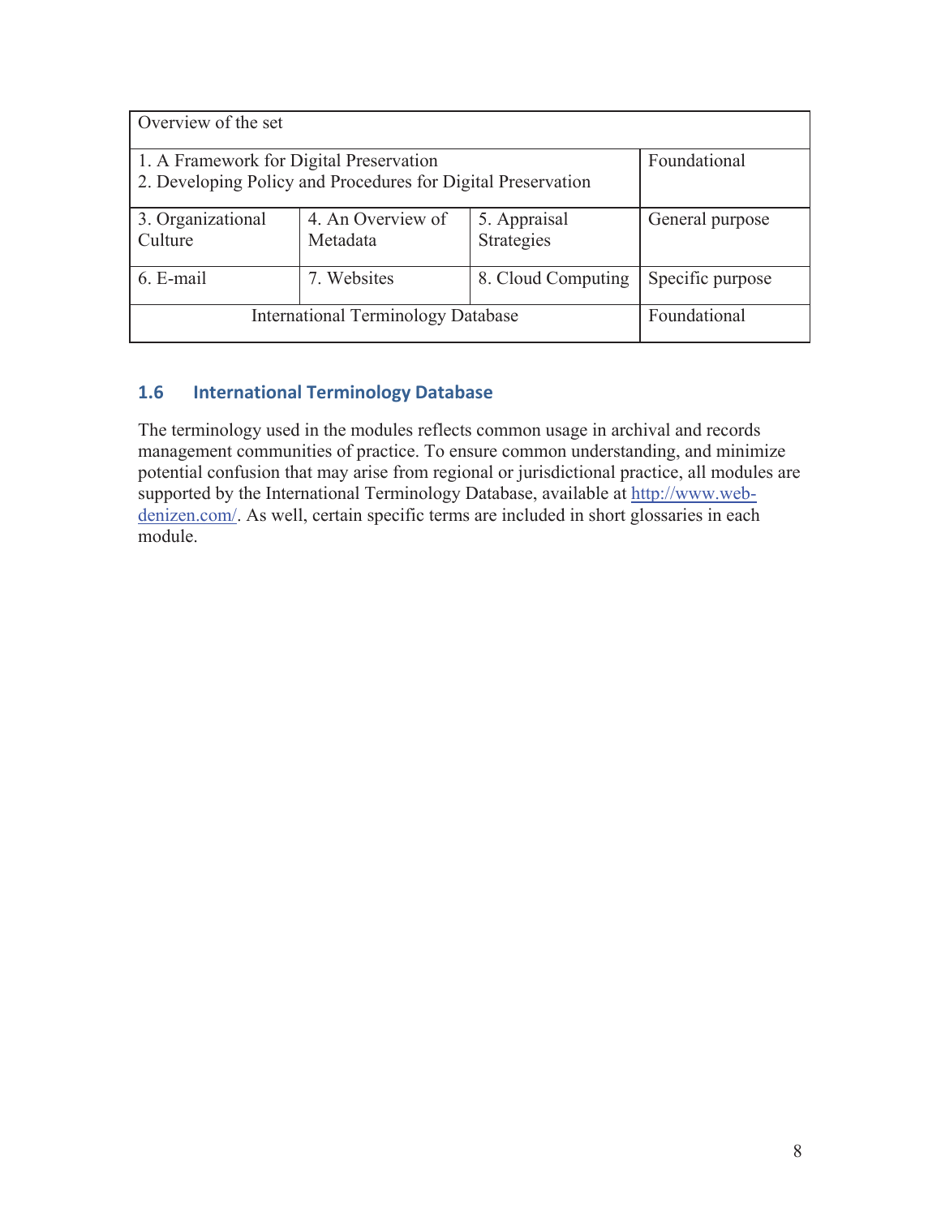| Overview of the set | | | |
|---|---|---|---|
| 1. A Framework for Digital Preservation<br>2. Developing Policy and Procedures for Digital Preservation | | | Foundational |
| 3. Organizational Culture | 4. An Overview of Metadata | 5. Appraisal Strategies | General purpose |
| 6. E-mail | 7. Websites | 8. Cloud Computing | Specific purpose |
| International Terminology Database | | | Foundational |

## 1.6 International Terminology Database

The terminology used in the modules reflects common usage in archival and records management communities of practice. To ensure common understanding, and minimize potential confusion that may arise from regional or jurisdictional practice, all modules are supported by the International Terminology Database, available at [http://www.web-denizen.com/](http://www.web-denizen.com/). As well, certain specific terms are included in short glossaries in each module.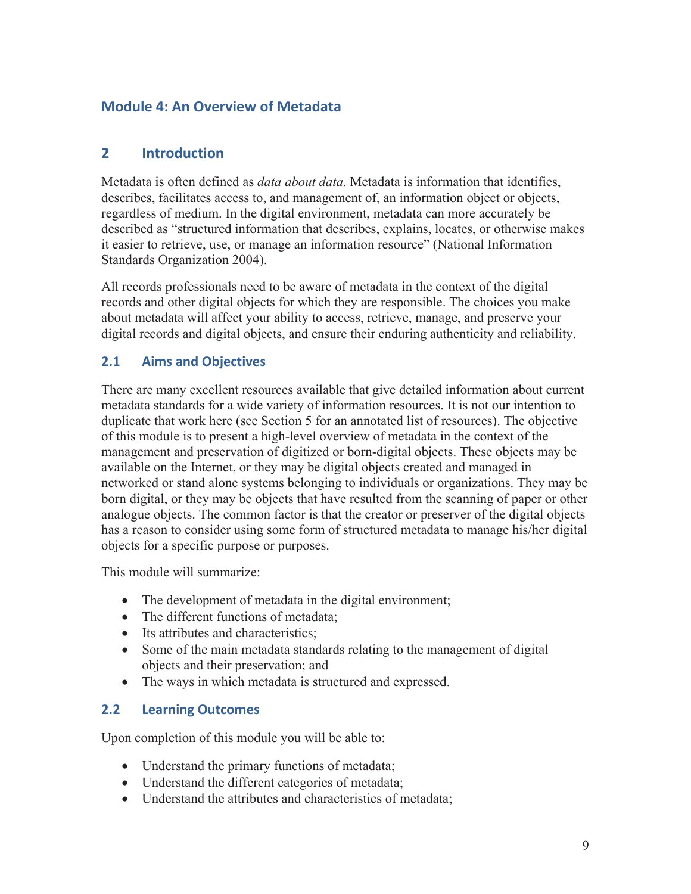# Module 4: An Overview of Metadata

## 2 Introduction

Metadata is often defined as *data about data*. Metadata is information that identifies, describes, facilitates access to, and management of, an information object or objects, regardless of medium. In the digital environment, metadata can more accurately be described as "structured information that describes, explains, locates, or otherwise makes it easier to retrieve, use, or manage an information resource" (National Information Standards Organization 2004).

All records professionals need to be aware of metadata in the context of the digital records and other digital objects for which they are responsible. The choices you make about metadata will affect your ability to access, retrieve, manage, and preserve your digital records and digital objects, and ensure their enduring authenticity and reliability.

### 2.1 Aims and Objectives

There are many excellent resources available that give detailed information about current metadata standards for a wide variety of information resources. It is not our intention to duplicate that work here (see Section 5 for an annotated list of resources). The objective of this module is to present a high-level overview of metadata in the context of the management and preservation of digitized or born-digital objects. These objects may be available on the Internet, or they may be digital objects created and managed in networked or stand alone systems belonging to individuals or organizations. They may be born digital, or they may be objects that have resulted from the scanning of paper or other analogue objects. The common factor is that the creator or preserver of the digital objects has a reason to consider using some form of structured metadata to manage his/her digital objects for a specific purpose or purposes.

This module will summarize:

- The development of metadata in the digital environment;
- The different functions of metadata;
- Its attributes and characteristics;
- Some of the main metadata standards relating to the management of digital objects and their preservation; and
- The ways in which metadata is structured and expressed.

### 2.2 Learning Outcomes

Upon completion of this module you will be able to:

- Understand the primary functions of metadata;
- Understand the different categories of metadata;
- Understand the attributes and characteristics of metadata;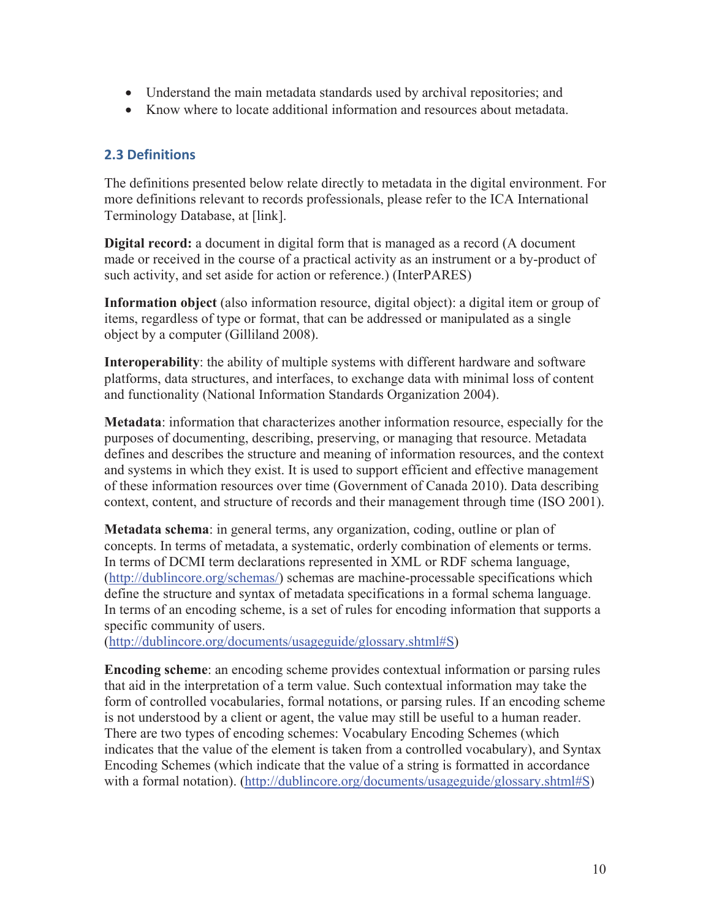- Understand the main metadata standards used by archival repositories; and
- Know where to locate additional information and resources about metadata.

## 2.3 Definitions

The definitions presented below relate directly to metadata in the digital environment. For more definitions relevant to records professionals, please refer to the ICA International Terminology Database, at [link].

**Digital record:** a document in digital form that is managed as a record (A document made or received in the course of a practical activity as an instrument or a by-product of such activity, and set aside for action or reference.) (InterPARES)

**Information object** (also information resource, digital object): a digital item or group of items, regardless of type or format, that can be addressed or manipulated as a single object by a computer (Gilliland 2008).

**Interoperability**: the ability of multiple systems with different hardware and software platforms, data structures, and interfaces, to exchange data with minimal loss of content and functionality (National Information Standards Organization 2004).

**Metadata**: information that characterizes another information resource, especially for the purposes of documenting, describing, preserving, or managing that resource. Metadata defines and describes the structure and meaning of information resources, and the context and systems in which they exist. It is used to support efficient and effective management of these information resources over time (Government of Canada 2010). Data describing context, content, and structure of records and their management through time (ISO 2001).

**Metadata schema**: in general terms, any organization, coding, outline or plan of concepts. In terms of metadata, a systematic, orderly combination of elements or terms. In terms of DCMI term declarations represented in XML or RDF schema language, (http://dublincore.org/schemas/) schemas are machine-processable specifications which define the structure and syntax of metadata specifications in a formal schema language. In terms of an encoding scheme, is a set of rules for encoding information that supports a specific community of users. (http://dublincore.org/documents/usageguide/glossary.shtml#S)

**Encoding scheme**: an encoding scheme provides contextual information or parsing rules that aid in the interpretation of a term value. Such contextual information may take the form of controlled vocabularies, formal notations, or parsing rules. If an encoding scheme is not understood by a client or agent, the value may still be useful to a human reader. There are two types of encoding schemes: Vocabulary Encoding Schemes (which indicates that the value of the element is taken from a controlled vocabulary), and Syntax Encoding Schemes (which indicate that the value of a string is formatted in accordance with a formal notation). (http://dublincore.org/documents/usageguide/glossary.shtml#S)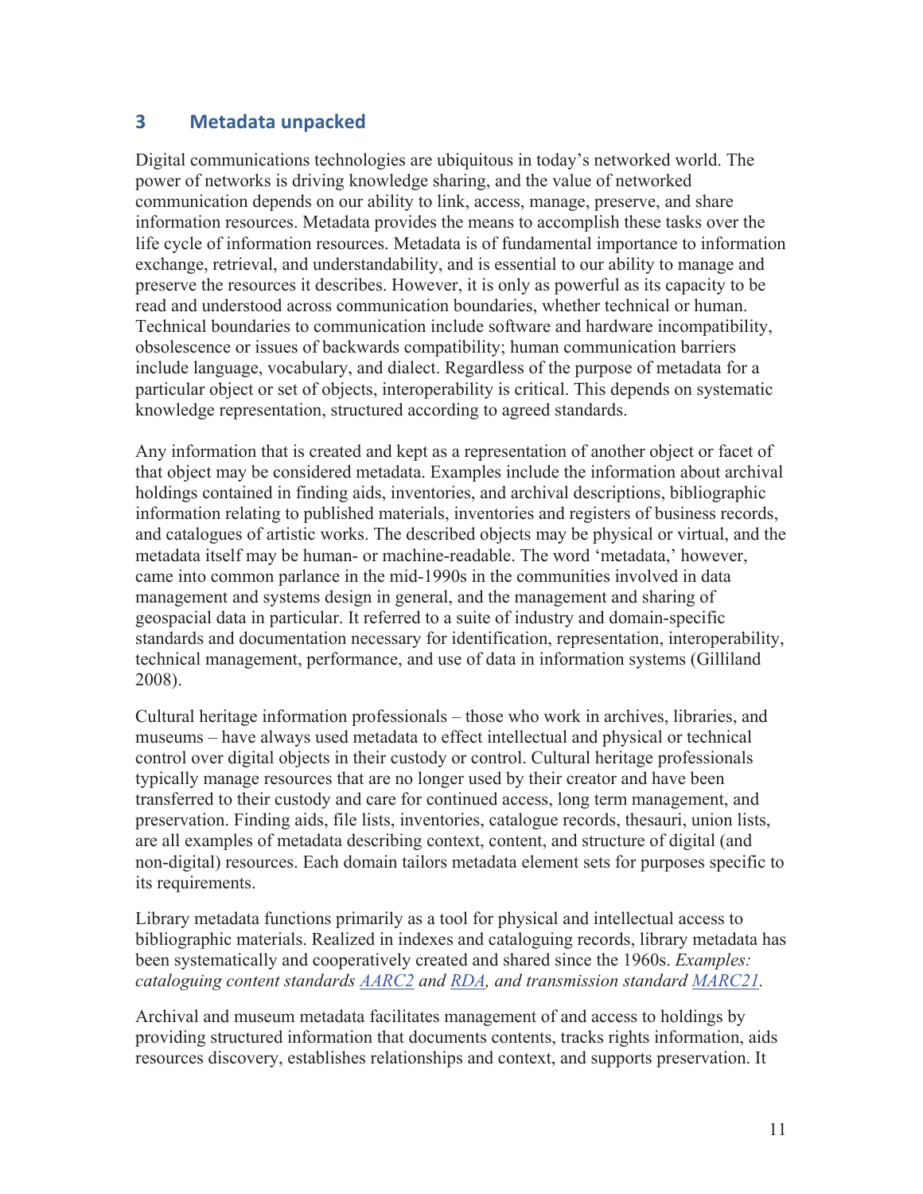## 3 Metadata unpacked

Digital communications technologies are ubiquitous in today's networked world. The power of networks is driving knowledge sharing, and the value of networked communication depends on our ability to link, access, manage, preserve, and share information resources. Metadata provides the means to accomplish these tasks over the life cycle of information resources. Metadata is of fundamental importance to information exchange, retrieval, and understandability, and is essential to our ability to manage and preserve the resources it describes. However, it is only as powerful as its capacity to be read and understood across communication boundaries, whether technical or human. Technical boundaries to communication include software and hardware incompatibility, obsolescence or issues of backwards compatibility; human communication barriers include language, vocabulary, and dialect. Regardless of the purpose of metadata for a particular object or set of objects, interoperability is critical. This depends on systematic knowledge representation, structured according to agreed standards.

Any information that is created and kept as a representation of another object or facet of that object may be considered metadata. Examples include the information about archival holdings contained in finding aids, inventories, and archival descriptions, bibliographic information relating to published materials, inventories and registers of business records, and catalogues of artistic works. The described objects may be physical or virtual, and the metadata itself may be human- or machine-readable. The word 'metadata,' however, came into common parlance in the mid-1990s in the communities involved in data management and systems design in general, and the management and sharing of geospatial data in particular. It referred to a suite of industry and domain-specific standards and documentation necessary for identification, representation, interoperability, technical management, performance, and use of data in information systems (Gilliland 2008).

Cultural heritage information professionals – those who work in archives, libraries, and museums – have always used metadata to effect intellectual and physical or technical control over digital objects in their custody or control. Cultural heritage professionals typically manage resources that are no longer used by their creator and have been transferred to their custody and care for continued access, long term management, and preservation. Finding aids, file lists, inventories, catalogue records, thesauri, union lists, are all examples of metadata describing context, content, and structure of digital (and non-digital) resources. Each domain tailors metadata element sets for purposes specific to its requirements.

Library metadata functions primarily as a tool for physical and intellectual access to bibliographic materials. Realized in indexes and cataloguing records, library metadata has been systematically and cooperatively created and shared since the 1960s. *Examples: cataloguing content standards AARC2 and RDA, and transmission standard MARC21.*

Archival and museum metadata facilitates management of and access to holdings by providing structured information that documents contents, tracks rights information, aids resources discovery, establishes relationships and context, and supports preservation. It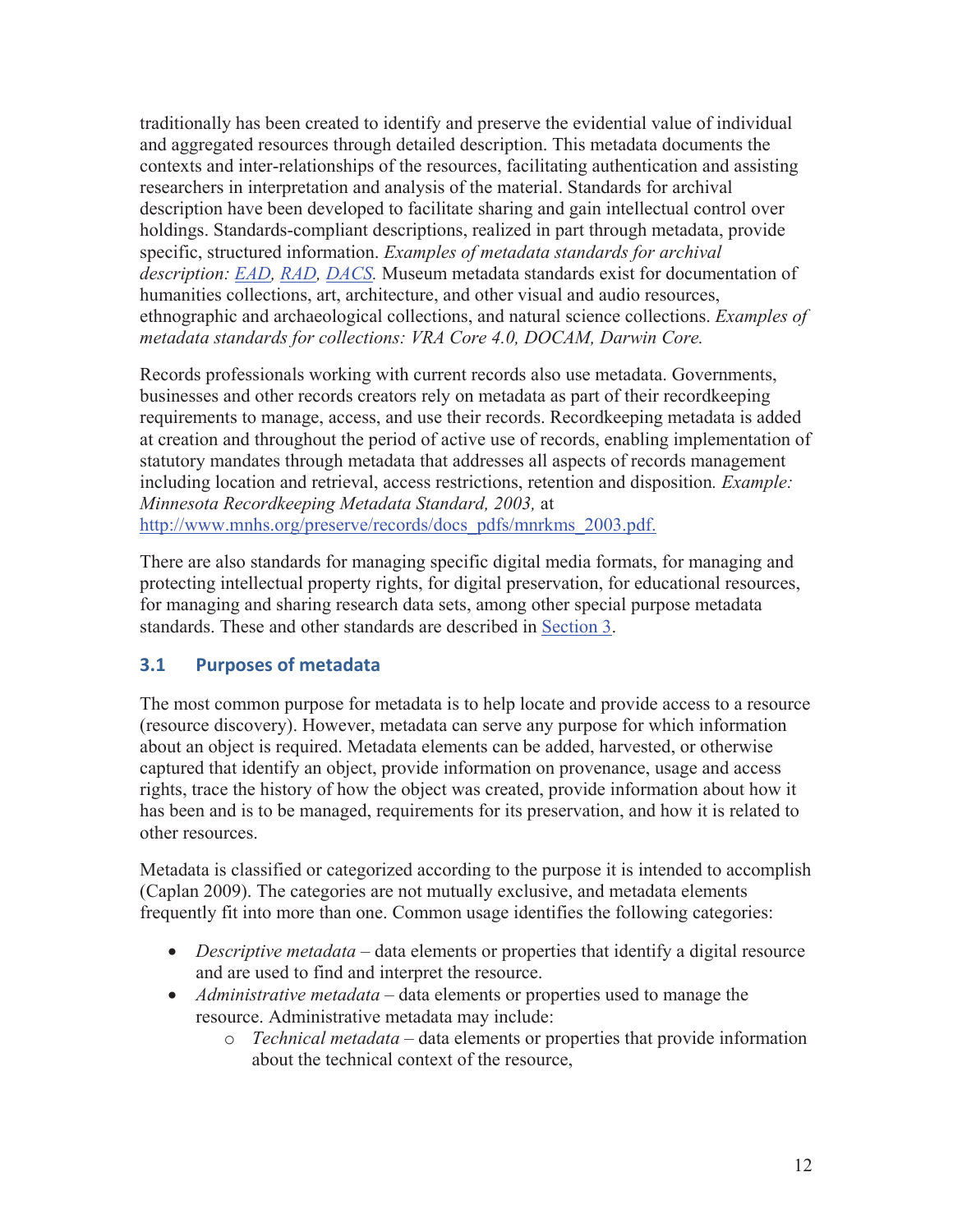traditionally has been created to identify and preserve the evidential value of individual and aggregated resources through detailed description. This metadata documents the contexts and inter-relationships of the resources, facilitating authentication and assisting researchers in interpretation and analysis of the material. Standards for archival description have been developed to facilitate sharing and gain intellectual control over holdings. Standards-compliant descriptions, realized in part through metadata, provide specific, structured information. *Examples of metadata standards for archival description: EAD, RAD, DACS.* Museum metadata standards exist for documentation of humanities collections, art, architecture, and other visual and audio resources, ethnographic and archaeological collections, and natural science collections. *Examples of metadata standards for collections: VRA Core 4.0, DOCAM, Darwin Core.*

Records professionals working with current records also use metadata. Governments, businesses and other records creators rely on metadata as part of their recordkeeping requirements to manage, access, and use their records. Recordkeeping metadata is added at creation and throughout the period of active use of records, enabling implementation of statutory mandates through metadata that addresses all aspects of records management including location and retrieval, access restrictions, retention and disposition. *Example: Minnesota Recordkeeping Metadata Standard, 2003,* at http://www.mnhs.org/preserve/records/docs_pdfs/mnrkms_2003.pdf.

There are also standards for managing specific digital media formats, for managing and protecting intellectual property rights, for digital preservation, for educational resources, for managing and sharing research data sets, among other special purpose metadata standards. These and other standards are described in Section 3.

### 3.1 Purposes of metadata

The most common purpose for metadata is to help locate and provide access to a resource (resource discovery). However, metadata can serve any purpose for which information about an object is required. Metadata elements can be added, harvested, or otherwise captured that identify an object, provide information on provenance, usage and access rights, trace the history of how the object was created, provide information about how it has been and is to be managed, requirements for its preservation, and how it is related to other resources.

Metadata is classified or categorized according to the purpose it is intended to accomplish (Caplan 2009). The categories are not mutually exclusive, and metadata elements frequently fit into more than one. Common usage identifies the following categories:

- *Descriptive metadata* – data elements or properties that identify a digital resource and are used to find and interpret the resource.
- *Administrative metadata* – data elements or properties used to manage the resource. Administrative metadata may include:
    - *Technical metadata* – data elements or properties that provide information about the technical context of the resource,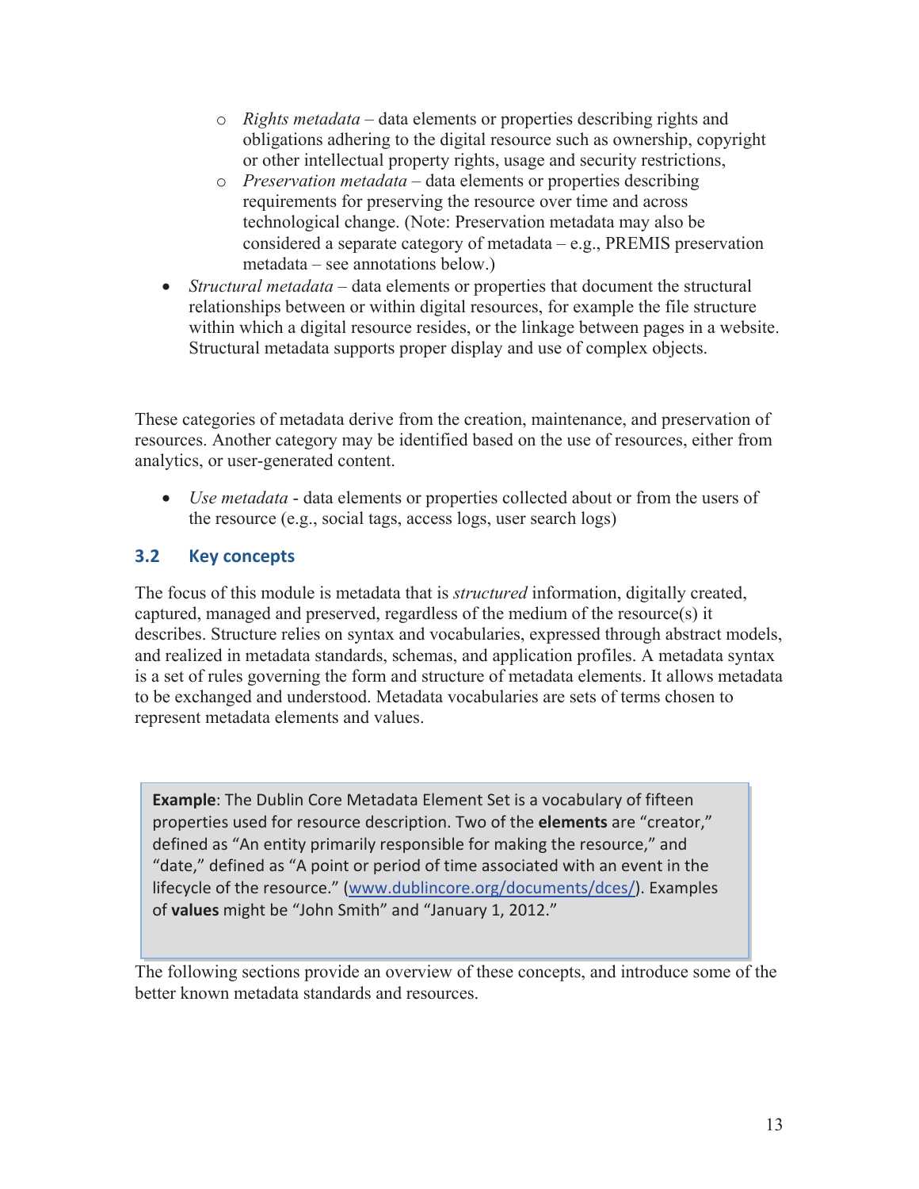- *Rights metadata* – data elements or properties describing rights and obligations adhering to the digital resource such as ownership, copyright or other intellectual property rights, usage and security restrictions,
  - *Preservation metadata* – data elements or properties describing requirements for preserving the resource over time and across technological change. (Note: Preservation metadata may also be considered a separate category of metadata – e.g., PREMIS preservation metadata – see annotations below.)
- *Structural metadata* – data elements or properties that document the structural relationships between or within digital resources, for example the file structure within which a digital resource resides, or the linkage between pages in a website. Structural metadata supports proper display and use of complex objects.

These categories of metadata derive from the creation, maintenance, and preservation of resources. Another category may be identified based on the use of resources, either from analytics, or user-generated content.

- *Use metadata* - data elements or properties collected about or from the users of the resource (e.g., social tags, access logs, user search logs)

## 3.2 Key concepts

The focus of this module is metadata that is *structured* information, digitally created, captured, managed and preserved, regardless of the medium of the resource(s) it describes. Structure relies on syntax and vocabularies, expressed through abstract models, and realized in metadata standards, schemas, and application profiles. A metadata syntax is a set of rules governing the form and structure of metadata elements. It allows metadata to be exchanged and understood. Metadata vocabularies are sets of terms chosen to represent metadata elements and values.

> **Example**: The Dublin Core Metadata Element Set is a vocabulary of fifteen properties used for resource description. Two of the **elements** are "creator," defined as "An entity primarily responsible for making the resource," and "date," defined as "A point or period of time associated with an event in the lifecycle of the resource." (www.dublincore.org/documents/dces/). Examples of **values** might be "John Smith" and "January 1, 2012."

The following sections provide an overview of these concepts, and introduce some of the better known metadata standards and resources.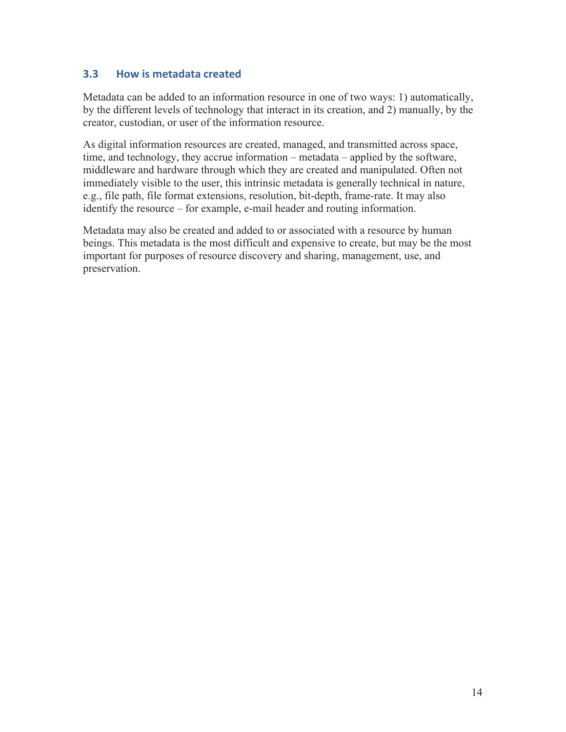### 3.3 How is metadata created

Metadata can be added to an information resource in one of two ways: 1) automatically, by the different levels of technology that interact in its creation, and 2) manually, by the creator, custodian, or user of the information resource.

As digital information resources are created, managed, and transmitted across space, time, and technology, they accrue information – metadata – applied by the software, middleware and hardware through which they are created and manipulated. Often not immediately visible to the user, this intrinsic metadata is generally technical in nature, e.g., file path, file format extensions, resolution, bit-depth, frame-rate. It may also identify the resource – for example, e-mail header and routing information.

Metadata may also be created and added to or associated with a resource by human beings. This metadata is the most difficult and expensive to create, but may be the most important for purposes of resource discovery and sharing, management, use, and preservation.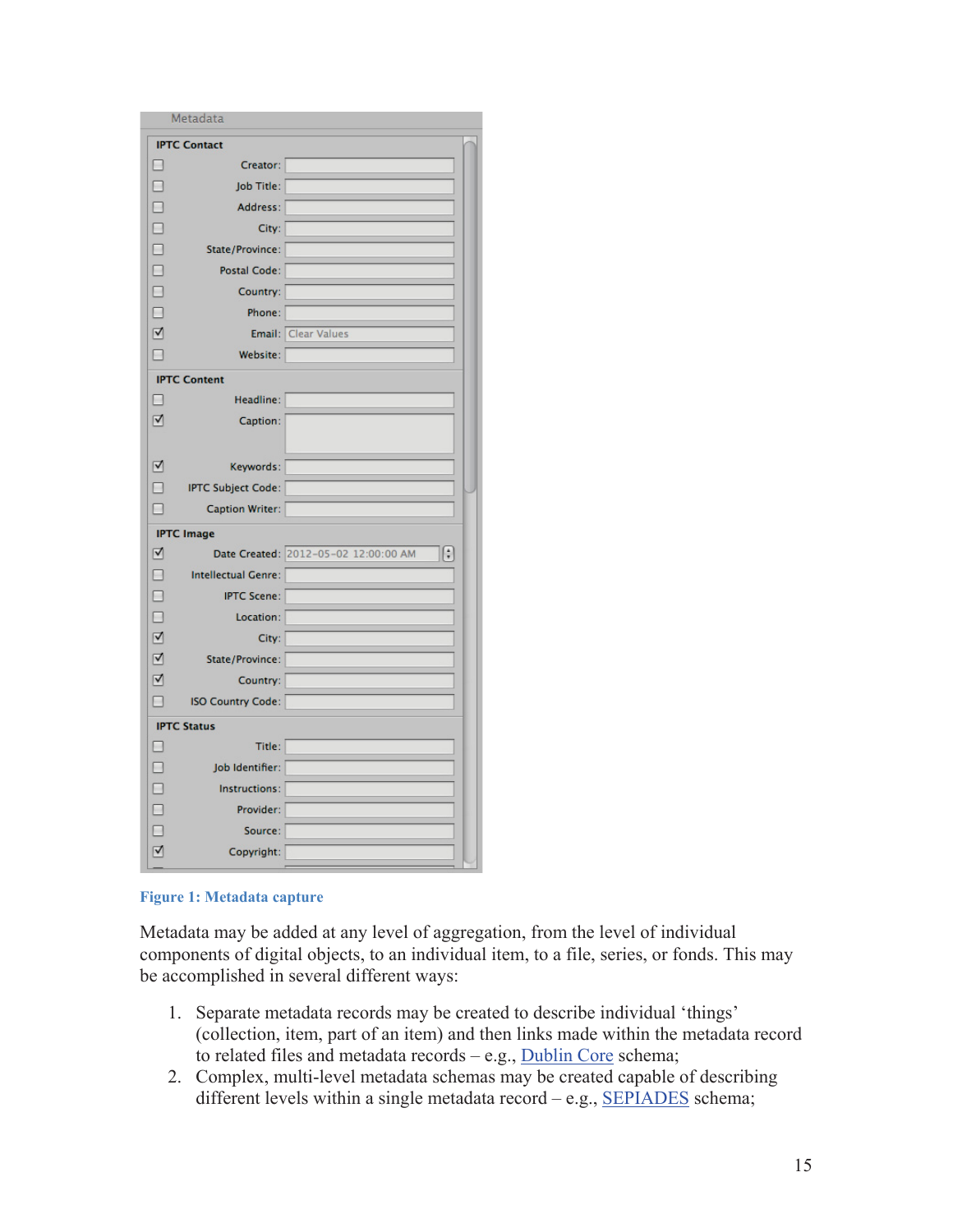Figure 1: Metadata capture

Metadata may be added at any level of aggregation, from the level of individual components of digital objects, to an individual item, to a file, series, or fonds. This may be accomplished in several different ways:

1. Separate metadata records may be created to describe individual 'things' (collection, item, part of an item) and then links made within the metadata record to related files and metadata records – e.g., Dublin Core schema;
2. Complex, multi-level metadata schemas may be created capable of describing different levels within a single metadata record – e.g., SEPIADES schema;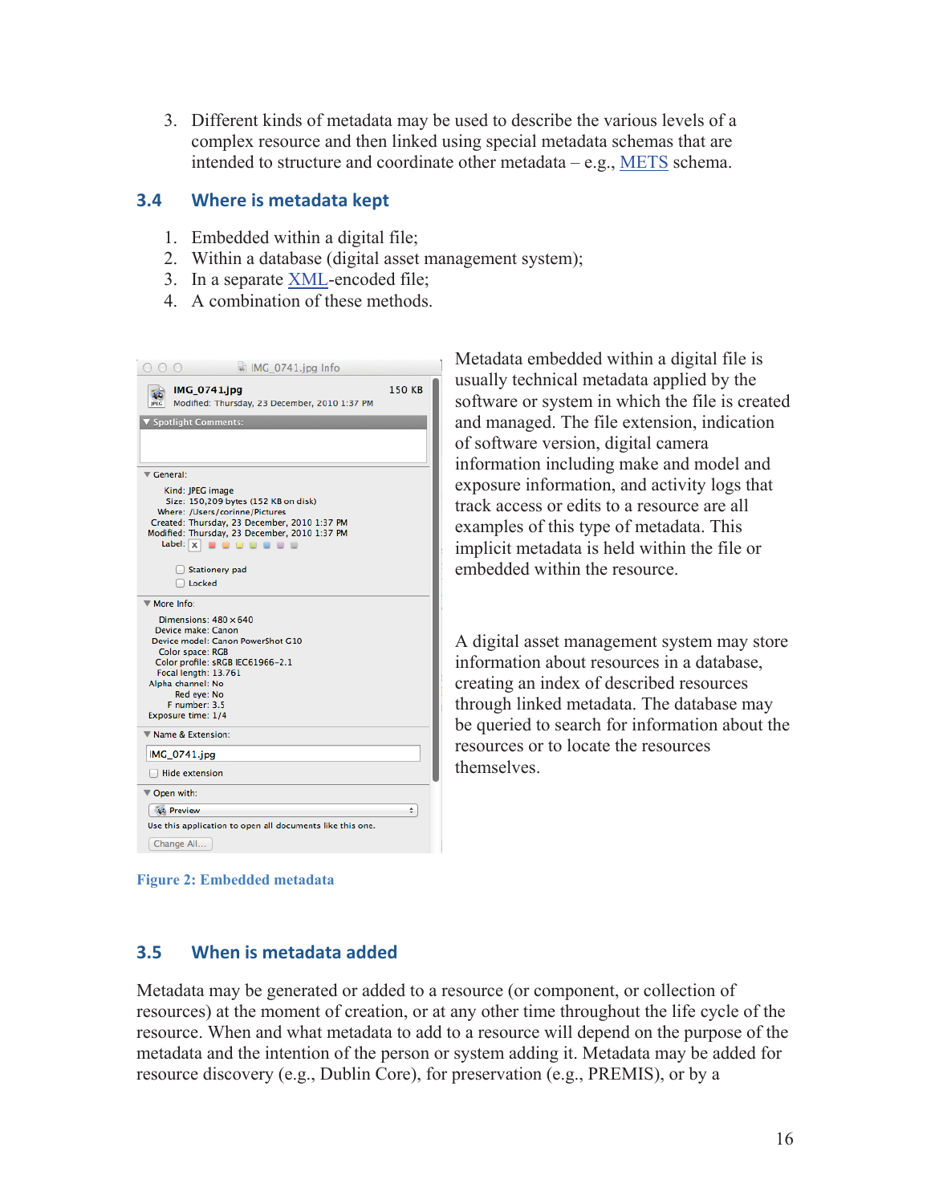3. Different kinds of metadata may be used to describe the various levels of a complex resource and then linked using special metadata schemas that are intended to structure and coordinate other metadata – e.g., METS schema.

### 3.4 Where is metadata kept

1. Embedded within a digital file;
2. Within a database (digital asset management system);
3. In a separate XML-encoded file;
4. A combination of these methods.

Metadata embedded within a digital file is usually technical metadata applied by the software or system in which the file is created and managed. The file extension, indication of software version, digital camera information including make and model and exposure information, and activity logs that track access or edits to a resource are all examples of this type of metadata. This implicit metadata is held within the file or embedded within the resource.

A digital asset management system may store information about resources in a database, creating an index of described resources through linked metadata. The database may be queried to search for information about the resources or to locate the resources themselves.

**Figure 2: Embedded metadata**

### 3.5 When is metadata added

Metadata may be generated or added to a resource (or component, or collection of resources) at the moment of creation, or at any other time throughout the life cycle of the resource. When and what metadata to add to a resource will depend on the purpose of the metadata and the intention of the person or system adding it. Metadata may be added for resource discovery (e.g., Dublin Core), for preservation (e.g., PREMIS), or by a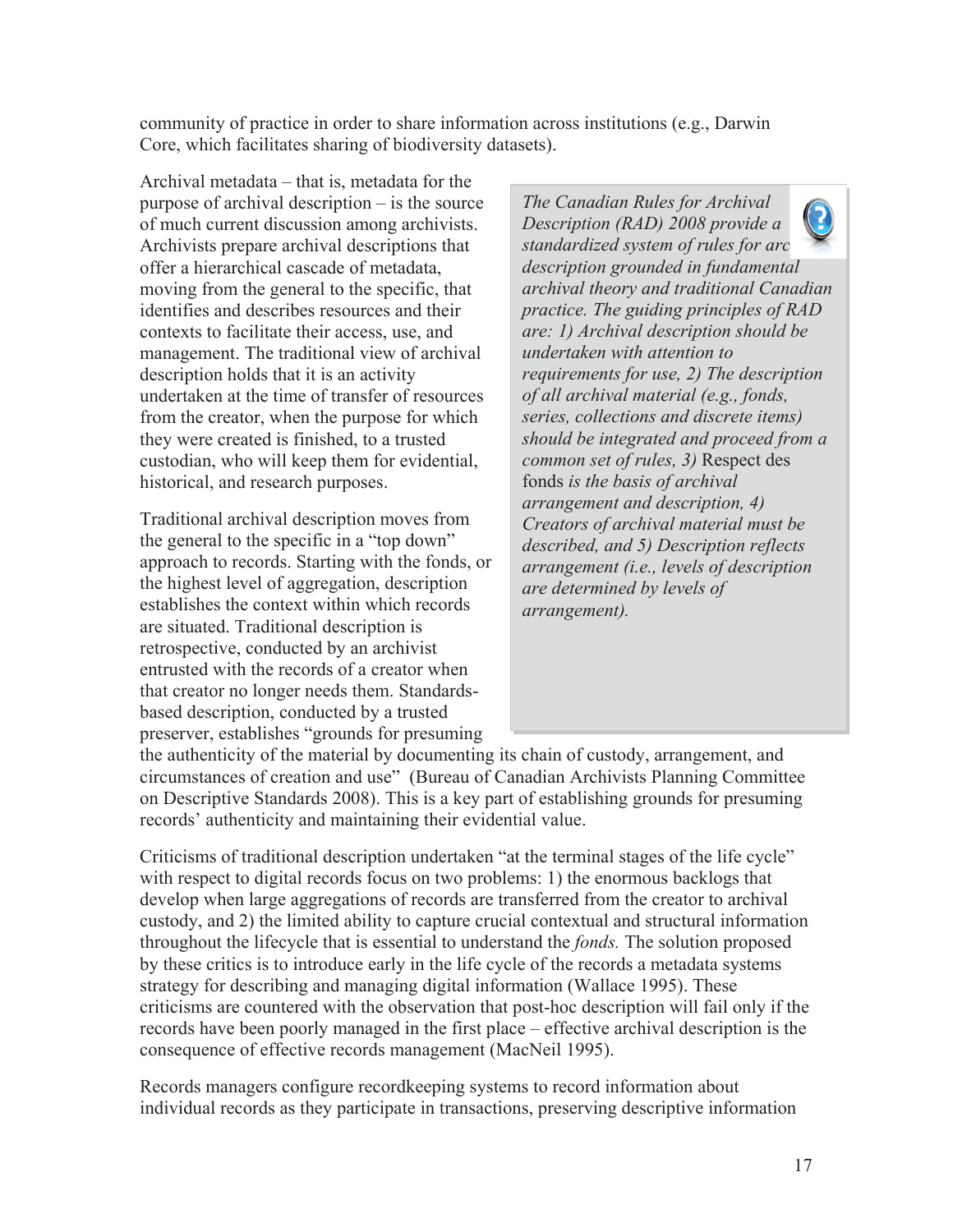community of practice in order to share information across institutions (e.g., Darwin Core, which facilitates sharing of biodiversity datasets).

Archival metadata – that is, metadata for the purpose of archival description – is the source of much current discussion among archivists. Archivists prepare archival descriptions that offer a hierarchical cascade of metadata, moving from the general to the specific, that identifies and describes resources and their contexts to facilitate their access, use, and management. The traditional view of archival description holds that it is an activity undertaken at the time of transfer of resources from the creator, when the purpose for which they were created is finished, to a trusted custodian, who will keep them for evidential, historical, and research purposes.

> *The Canadian Rules for Archival Description (RAD) 2008 provide a standardized system of rules for archival description grounded in fundamental archival theory and traditional Canadian practice. The guiding principles of RAD are: 1) Archival description should be undertaken with attention to requirements for use, 2) The description of all archival material (e.g., fonds, series, collections and discrete items) should be integrated and proceed from a common set of rules, 3)* Respect des fonds *is the basis of archival arrangement and description, 4) Creators of archival material must be described, and 5) Description reflects arrangement (i.e., levels of description are determined by levels of arrangement).*

Traditional archival description moves from the general to the specific in a "top down" approach to records. Starting with the fonds, or the highest level of aggregation, description establishes the context within which records are situated. Traditional description is retrospective, conducted by an archivist entrusted with the records of a creator when that creator no longer needs them. Standards-based description, conducted by a trusted preserver, establishes "grounds for presuming the authenticity of the material by documenting its chain of custody, arrangement, and circumstances of creation and use" (Bureau of Canadian Archivists Planning Committee on Descriptive Standards 2008). This is a key part of establishing grounds for presuming records' authenticity and maintaining their evidential value.

Criticisms of traditional description undertaken "at the terminal stages of the life cycle" with respect to digital records focus on two problems: 1) the enormous backlogs that develop when large aggregations of records are transferred from the creator to archival custody, and 2) the limited ability to capture crucial contextual and structural information throughout the lifecycle that is essential to understand the *fonds.* The solution proposed by these critics is to introduce early in the life cycle of the records a metadata systems strategy for describing and managing digital information (Wallace 1995). These criticisms are countered with the observation that post-hoc description will fail only if the records have been poorly managed in the first place – effective archival description is the consequence of effective records management (MacNeil 1995).

Records managers configure recordkeeping systems to record information about individual records as they participate in transactions, preserving descriptive information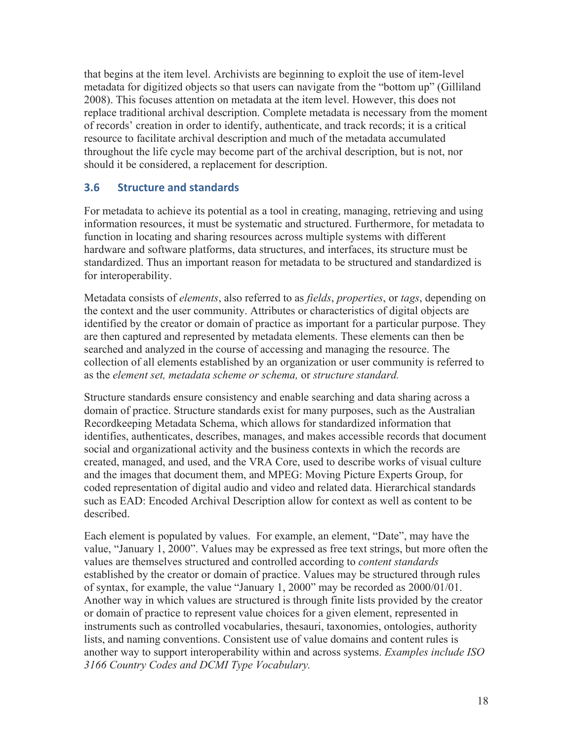that begins at the item level. Archivists are beginning to exploit the use of item-level metadata for digitized objects so that users can navigate from the "bottom up" (Gilliland 2008). This focuses attention on metadata at the item level. However, this does not replace traditional archival description. Complete metadata is necessary from the moment of records' creation in order to identify, authenticate, and track records; it is a critical resource to facilitate archival description and much of the metadata accumulated throughout the life cycle may become part of the archival description, but is not, nor should it be considered, a replacement for description.

### 3.6 Structure and standards

For metadata to achieve its potential as a tool in creating, managing, retrieving and using information resources, it must be systematic and structured. Furthermore, for metadata to function in locating and sharing resources across multiple systems with different hardware and software platforms, data structures, and interfaces, its structure must be standardized. Thus an important reason for metadata to be structured and standardized is for interoperability.

Metadata consists of *elements*, also referred to as *fields*, *properties*, or *tags*, depending on the context and the user community. Attributes or characteristics of digital objects are identified by the creator or domain of practice as important for a particular purpose. They are then captured and represented by metadata elements. These elements can then be searched and analyzed in the course of accessing and managing the resource. The collection of all elements established by an organization or user community is referred to as the *element set, metadata scheme or schema,* or *structure standard.*

Structure standards ensure consistency and enable searching and data sharing across a domain of practice. Structure standards exist for many purposes, such as the Australian Recordkeeping Metadata Schema, which allows for standardized information that identifies, authenticates, describes, manages, and makes accessible records that document social and organizational activity and the business contexts in which the records are created, managed, and used, and the VRA Core, used to describe works of visual culture and the images that document them, and MPEG: Moving Picture Experts Group, for coded representation of digital audio and video and related data. Hierarchical standards such as EAD: Encoded Archival Description allow for context as well as content to be described.

Each element is populated by values. For example, an element, "Date", may have the value, "January 1, 2000". Values may be expressed as free text strings, but more often the values are themselves structured and controlled according to *content standards* established by the creator or domain of practice. Values may be structured through rules of syntax, for example, the value "January 1, 2000" may be recorded as 2000/01/01. Another way in which values are structured is through finite lists provided by the creator or domain of practice to represent value choices for a given element, represented in instruments such as controlled vocabularies, thesauri, taxonomies, ontologies, authority lists, and naming conventions. Consistent use of value domains and content rules is another way to support interoperability within and across systems. *Examples include ISO 3166 Country Codes and DCMI Type Vocabulary.*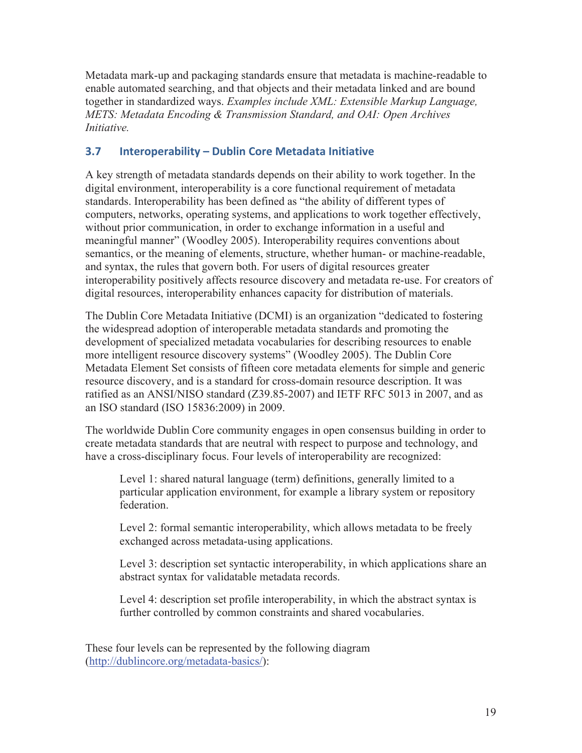Metadata mark-up and packaging standards ensure that metadata is machine-readable to enable automated searching, and that objects and their metadata linked and are bound together in standardized ways. *Examples include XML: Extensible Markup Language, METS: Metadata Encoding & Transmission Standard, and OAI: Open Archives Initiative.*

### 3.7 Interoperability – Dublin Core Metadata Initiative

A key strength of metadata standards depends on their ability to work together. In the digital environment, interoperability is a core functional requirement of metadata standards. Interoperability has been defined as "the ability of different types of computers, networks, operating systems, and applications to work together effectively, without prior communication, in order to exchange information in a useful and meaningful manner" (Woodley 2005). Interoperability requires conventions about semantics, or the meaning of elements, structure, whether human- or machine-readable, and syntax, the rules that govern both. For users of digital resources greater interoperability positively affects resource discovery and metadata re-use. For creators of digital resources, interoperability enhances capacity for distribution of materials.

The Dublin Core Metadata Initiative (DCMI) is an organization "dedicated to fostering the widespread adoption of interoperable metadata standards and promoting the development of specialized metadata vocabularies for describing resources to enable more intelligent resource discovery systems" (Woodley 2005). The Dublin Core Metadata Element Set consists of fifteen core metadata elements for simple and generic resource discovery, and is a standard for cross-domain resource description. It was ratified as an ANSI/NISO standard (Z39.85-2007) and IETF RFC 5013 in 2007, and as an ISO standard (ISO 15836:2009) in 2009.

The worldwide Dublin Core community engages in open consensus building in order to create metadata standards that are neutral with respect to purpose and technology, and have a cross-disciplinary focus. Four levels of interoperability are recognized:

> Level 1: shared natural language (term) definitions, generally limited to a particular application environment, for example a library system or repository federation.
>
> Level 2: formal semantic interoperability, which allows metadata to be freely exchanged across metadata-using applications.
>
> Level 3: description set syntactic interoperability, in which applications share an abstract syntax for validatable metadata records.
>
> Level 4: description set profile interoperability, in which the abstract syntax is further controlled by common constraints and shared vocabularies.

These four levels can be represented by the following diagram (http://dublincore.org/metadata-basics/):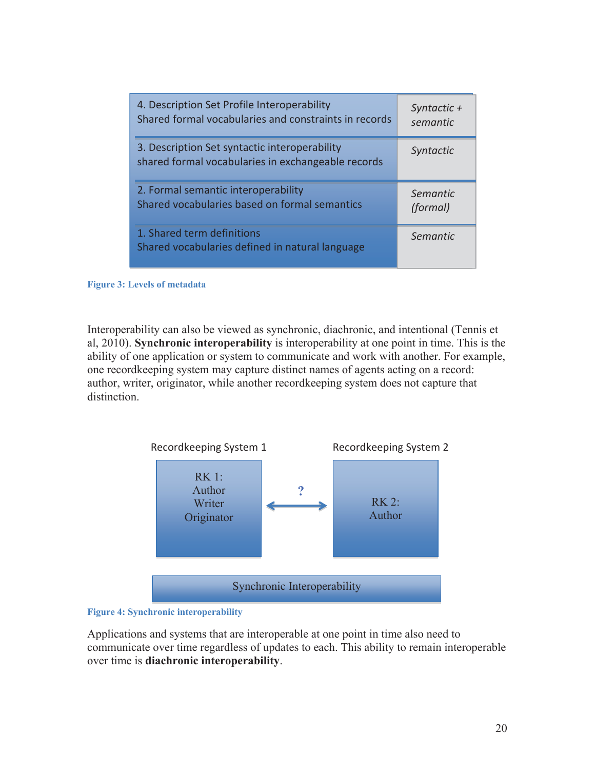| Level | Type |
| --- | --- |
| 4. Description Set Profile Interoperability<br>Shared formal vocabularies and constraints in records | *Syntactic + semantic* |
| 3. Description Set syntactic interoperability<br>shared formal vocabularies in exchangeable records | *Syntactic* |
| 2. Formal semantic interoperability<br>Shared vocabularies based on formal semantics | *Semantic (formal)* |
| 1. Shared term definitions<br>Shared vocabularies defined in natural language | *Semantic* |

**Figure 3: Levels of metadata**

Interoperability can also be viewed as synchronic, diachronic, and intentional (Tennis et al, 2010). **Synchronic interoperability** is interoperability at one point in time. This is the ability of one application or system to communicate and work with another. For example, one recordkeeping system may capture distinct names of agents acting on a record: author, writer, originator, while another recordkeeping system does not capture that distinction.

| Recordkeeping System 1 | | Recordkeeping System 2 |
| --- | --- | --- |
| RK 1:<br>Author<br>Writer<br>Originator | ? ⟷ | RK 2:<br>Author |
| Synchronic Interoperability | | |

**Figure 4: Synchronic interoperability**

Applications and systems that are interoperable at one point in time also need to communicate over time regardless of updates to each. This ability to remain interoperable over time is **diachronic interoperability**.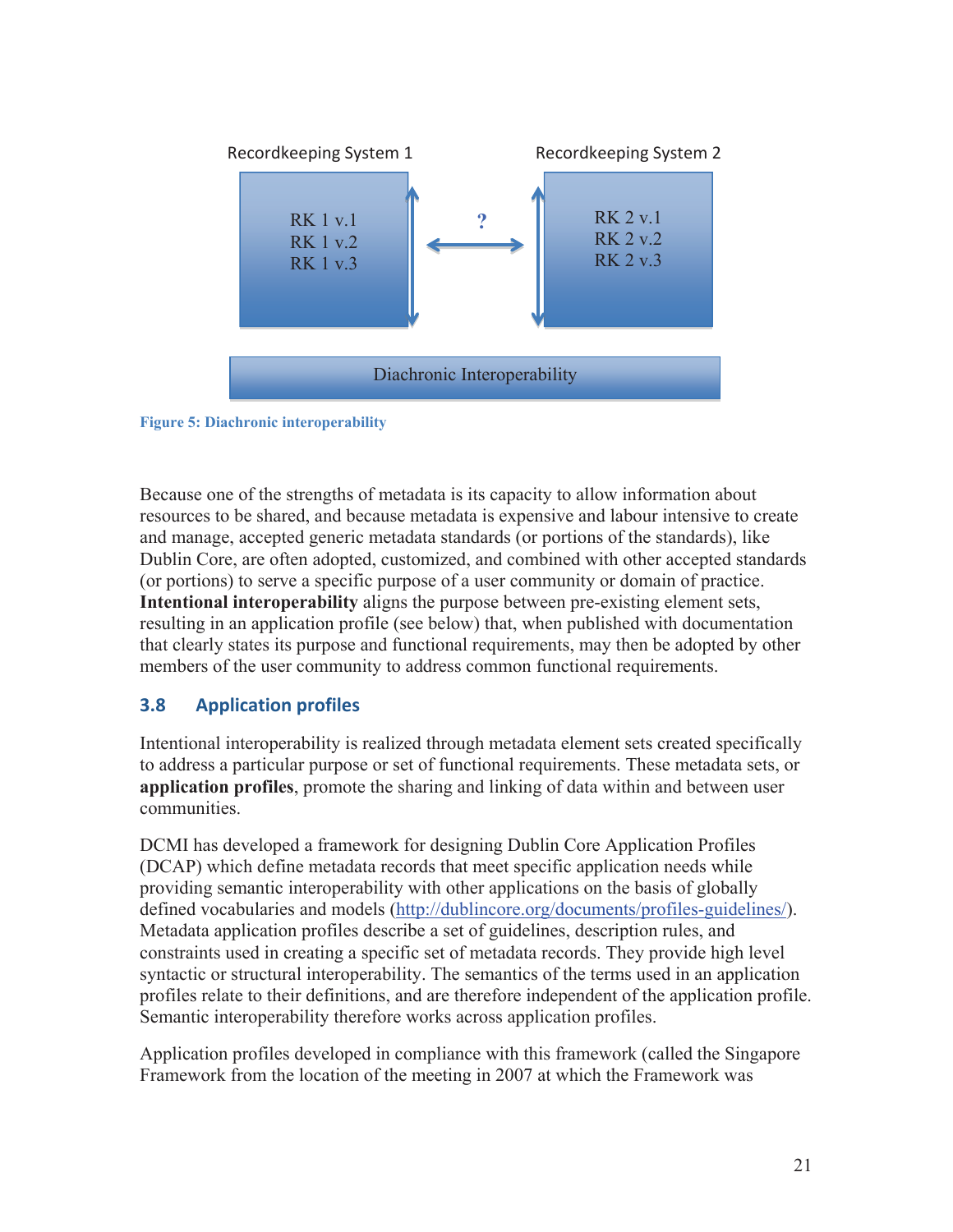Recordkeeping System 1

RK 1 v.1
RK 1 v.2
RK 1 v.3

?

Recordkeeping System 2

RK 2 v.1
RK 2 v.2
RK 2 v.3

Diachronic Interoperability

**Figure 5: Diachronic interoperability**

Because one of the strengths of metadata is its capacity to allow information about resources to be shared, and because metadata is expensive and labour intensive to create and manage, accepted generic metadata standards (or portions of the standards), like Dublin Core, are often adopted, customized, and combined with other accepted standards (or portions) to serve a specific purpose of a user community or domain of practice. **Intentional interoperability** aligns the purpose between pre-existing element sets, resulting in an application profile (see below) that, when published with documentation that clearly states its purpose and functional requirements, may then be adopted by other members of the user community to address common functional requirements.

## 3.8 Application profiles

Intentional interoperability is realized through metadata element sets created specifically to address a particular purpose or set of functional requirements. These metadata sets, or **application profiles**, promote the sharing and linking of data within and between user communities.

DCMI has developed a framework for designing Dublin Core Application Profiles (DCAP) which define metadata records that meet specific application needs while providing semantic interoperability with other applications on the basis of globally defined vocabularies and models (http://dublincore.org/documents/profiles-guidelines/). Metadata application profiles describe a set of guidelines, description rules, and constraints used in creating a specific set of metadata records. They provide high level syntactic or structural interoperability. The semantics of the terms used in an application profiles relate to their definitions, and are therefore independent of the application profile. Semantic interoperability therefore works across application profiles.

Application profiles developed in compliance with this framework (called the Singapore Framework from the location of the meeting in 2007 at which the Framework was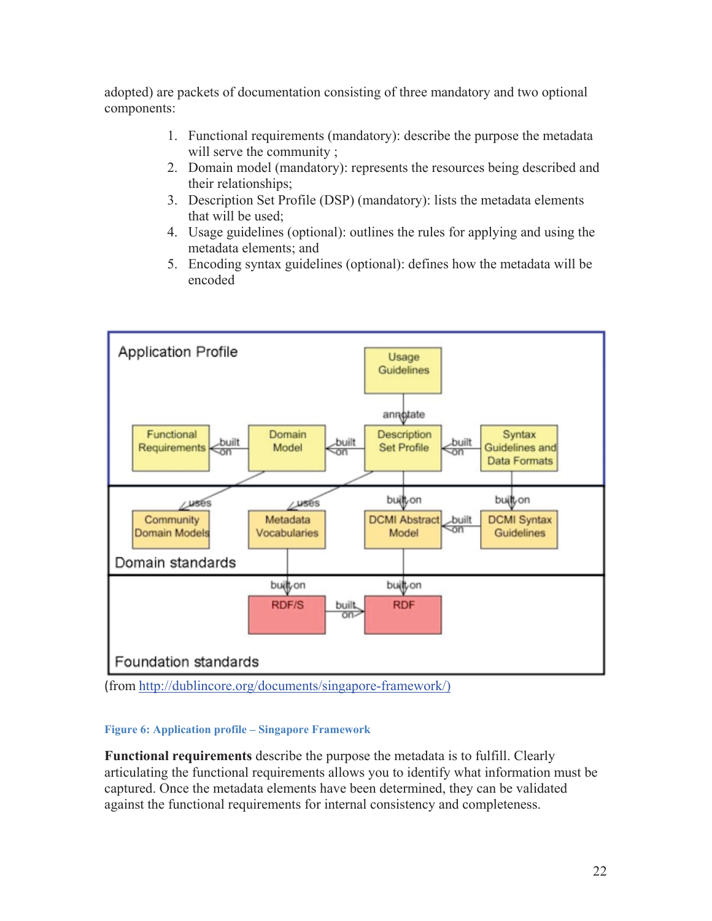adopted) are packets of documentation consisting of three mandatory and two optional components:

1. Functional requirements (mandatory): describe the purpose the metadata will serve the community ;
2. Domain model (mandatory): represents the resources being described and their relationships;
3. Description Set Profile (DSP) (mandatory): lists the metadata elements that will be used;
4. Usage guidelines (optional): outlines the rules for applying and using the metadata elements; and
5. Encoding syntax guidelines (optional): defines how the metadata will be encoded

(from http://dublincore.org/documents/singapore-framework/)

**Figure 6: Application profile – Singapore Framework**

**Functional requirements** describe the purpose the metadata is to fulfill. Clearly articulating the functional requirements allows you to identify what information must be captured. Once the metadata elements have been determined, they can be validated against the functional requirements for internal consistency and completeness.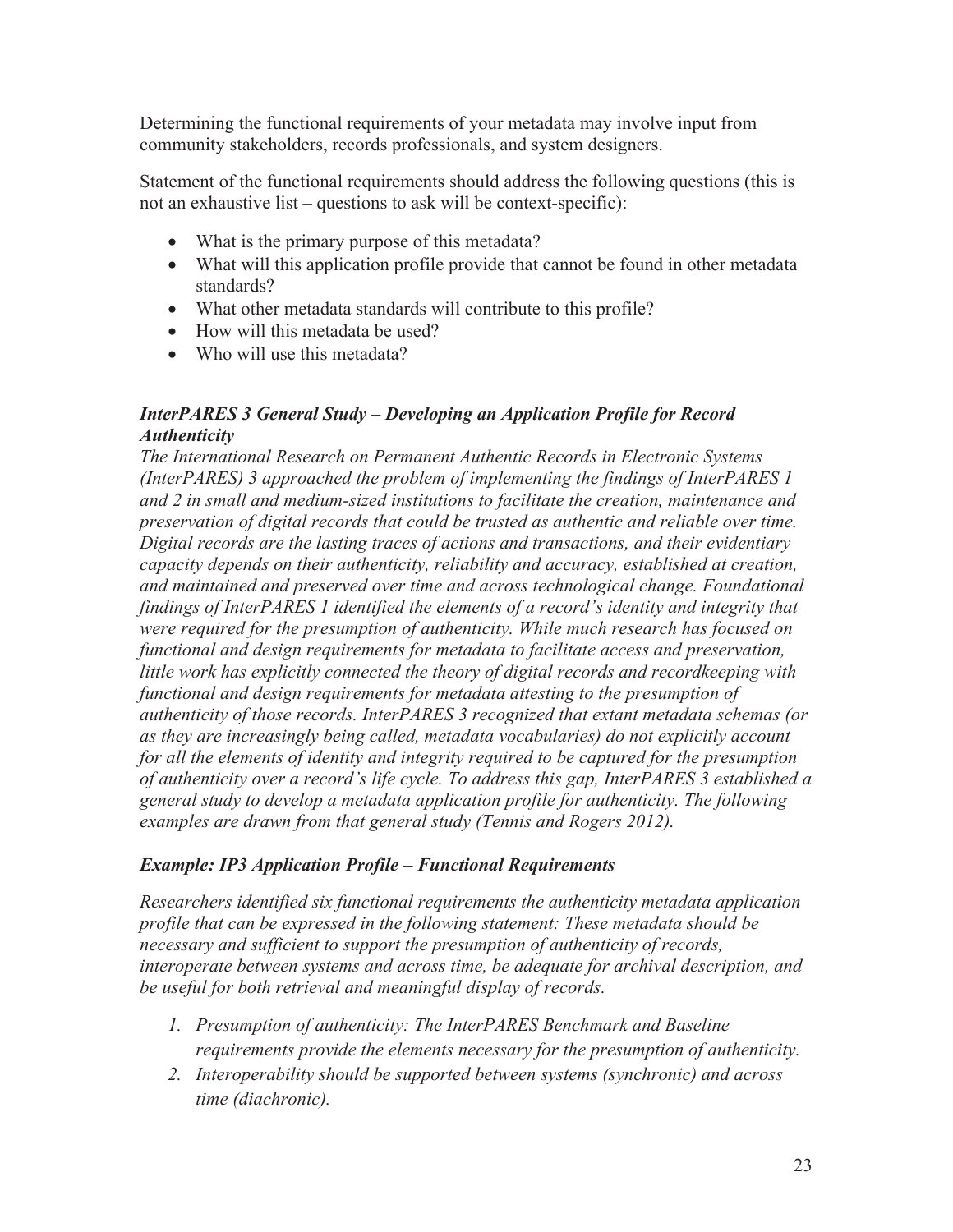Determining the functional requirements of your metadata may involve input from community stakeholders, records professionals, and system designers.

Statement of the functional requirements should address the following questions (this is not an exhaustive list – questions to ask will be context-specific):

- What is the primary purpose of this metadata?
- What will this application profile provide that cannot be found in other metadata standards?
- What other metadata standards will contribute to this profile?
- How will this metadata be used?
- Who will use this metadata?

***InterPARES 3 General Study – Developing an Application Profile for Record Authenticity***

*The International Research on Permanent Authentic Records in Electronic Systems (InterPARES) 3 approached the problem of implementing the findings of InterPARES 1 and 2 in small and medium-sized institutions to facilitate the creation, maintenance and preservation of digital records that could be trusted as authentic and reliable over time. Digital records are the lasting traces of actions and transactions, and their evidentiary capacity depends on their authenticity, reliability and accuracy, established at creation, and maintained and preserved over time and across technological change. Foundational findings of InterPARES 1 identified the elements of a record's identity and integrity that were required for the presumption of authenticity. While much research has focused on functional and design requirements for metadata to facilitate access and preservation, little work has explicitly connected the theory of digital records and recordkeeping with functional and design requirements for metadata attesting to the presumption of authenticity of those records. InterPARES 3 recognized that extant metadata schemas (or as they are increasingly being called, metadata vocabularies) do not explicitly account for all the elements of identity and integrity required to be captured for the presumption of authenticity over a record's life cycle. To address this gap, InterPARES 3 established a general study to develop a metadata application profile for authenticity. The following examples are drawn from that general study (Tennis and Rogers 2012).*

***Example: IP3 Application Profile – Functional Requirements***

*Researchers identified six functional requirements the authenticity metadata application profile that can be expressed in the following statement: These metadata should be necessary and sufficient to support the presumption of authenticity of records, interoperate between systems and across time, be adequate for archival description, and be useful for both retrieval and meaningful display of records.*

1. *Presumption of authenticity: The InterPARES Benchmark and Baseline requirements provide the elements necessary for the presumption of authenticity.*
2. *Interoperability should be supported between systems (synchronic) and across time (diachronic).*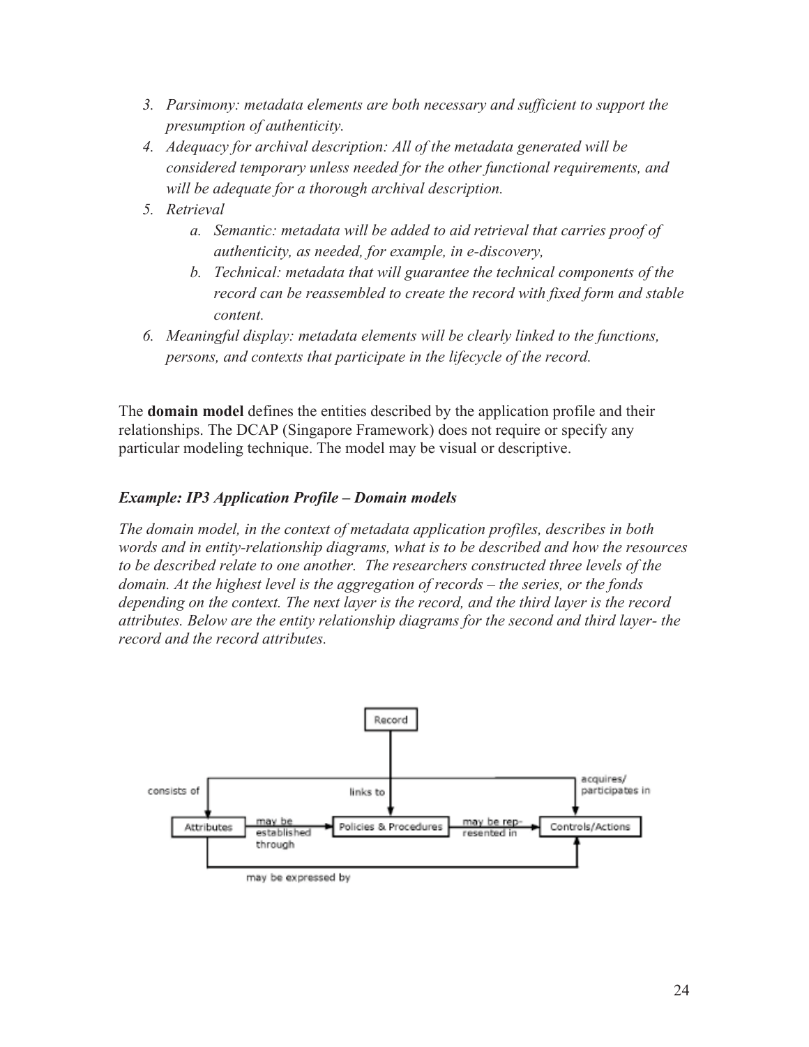3. *Parsimony: metadata elements are both necessary and sufficient to support the presumption of authenticity.*
4. *Adequacy for archival description: All of the metadata generated will be considered temporary unless needed for the other functional requirements, and will be adequate for a thorough archival description.*
5. *Retrieval*
    a. *Semantic: metadata will be added to aid retrieval that carries proof of authenticity, as needed, for example, in e-discovery,*
    b. *Technical: metadata that will guarantee the technical components of the record can be reassembled to create the record with fixed form and stable content.*
6. *Meaningful display: metadata elements will be clearly linked to the functions, persons, and contexts that participate in the lifecycle of the record.*

The **domain model** defines the entities described by the application profile and their relationships. The DCAP (Singapore Framework) does not require or specify any particular modeling technique. The model may be visual or descriptive.

***Example: IP3 Application Profile – Domain models***

*The domain model, in the context of metadata application profiles, describes in both words and in entity-relationship diagrams, what is to be described and how the resources to be described relate to one another. The researchers constructed three levels of the domain. At the highest level is the aggregation of records – the series, or the fonds depending on the context. The next layer is the record, and the third layer is the record attributes. Below are the entity relationship diagrams for the second and third layer- the record and the record attributes.*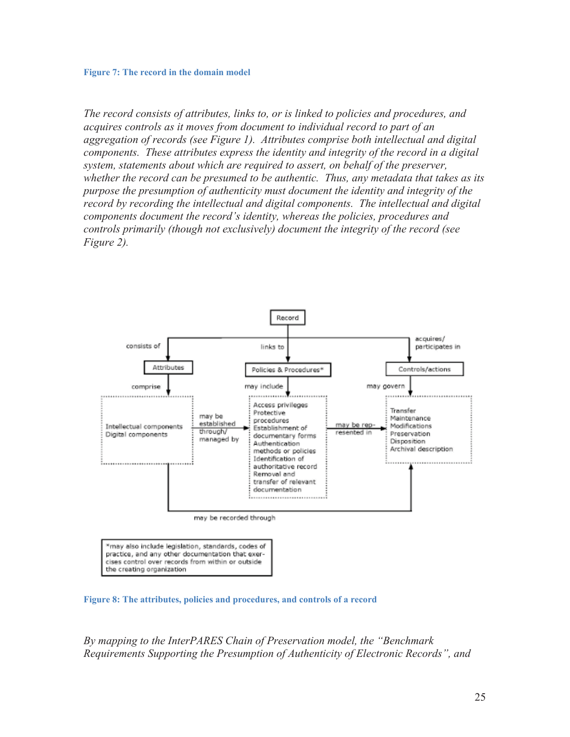**Figure 7: The record in the domain model**

*The record consists of attributes, links to, or is linked to policies and procedures, and acquires controls as it moves from document to individual record to part of an aggregation of records (see Figure 1). Attributes comprise both intellectual and digital components. These attributes express the identity and integrity of the record in a digital system, statements about which are required to assert, on behalf of the preserver, whether the record can be presumed to be authentic. Thus, any metadata that takes as its purpose the presumption of authenticity must document the identity and integrity of the record by recording the intellectual and digital components. The intellectual and digital components document the record's identity, whereas the policies, procedures and controls primarily (though not exclusively) document the integrity of the record (see Figure 2).*

*may also include legislation, standards, codes of practice, and any other documentation that exercises control over records from within or outside the creating organization

**Figure 8: The attributes, policies and procedures, and controls of a record**

*By mapping to the InterPARES Chain of Preservation model, the "Benchmark Requirements Supporting the Presumption of Authenticity of Electronic Records", and*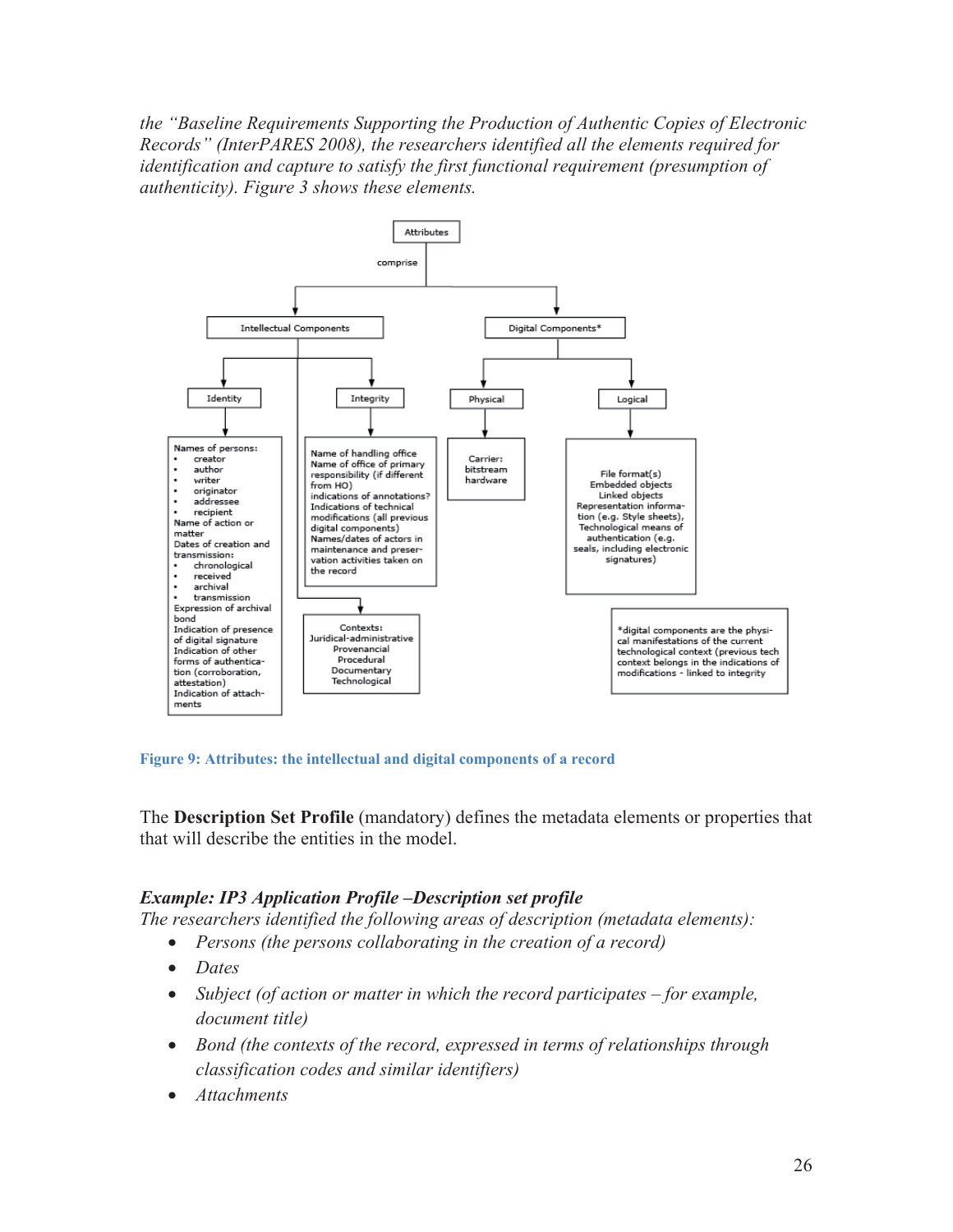*the "Baseline Requirements Supporting the Production of Authentic Copies of Electronic Records" (InterPARES 2008), the researchers identified all the elements required for identification and capture to satisfy the first functional requirement (presumption of authenticity). Figure 3 shows these elements.*

Figure 9: Attributes: the intellectual and digital components of a record

The **Description Set Profile** (mandatory) defines the metadata elements or properties that that will describe the entities in the model.

***Example: IP3 Application Profile –Description set profile***

*The researchers identified the following areas of description (metadata elements):*

- *Persons (the persons collaborating in the creation of a record)*
- *Dates*
- *Subject (of action or matter in which the record participates – for example, document title)*
- *Bond (the contexts of the record, expressed in terms of relationships through classification codes and similar identifiers)*
- *Attachments*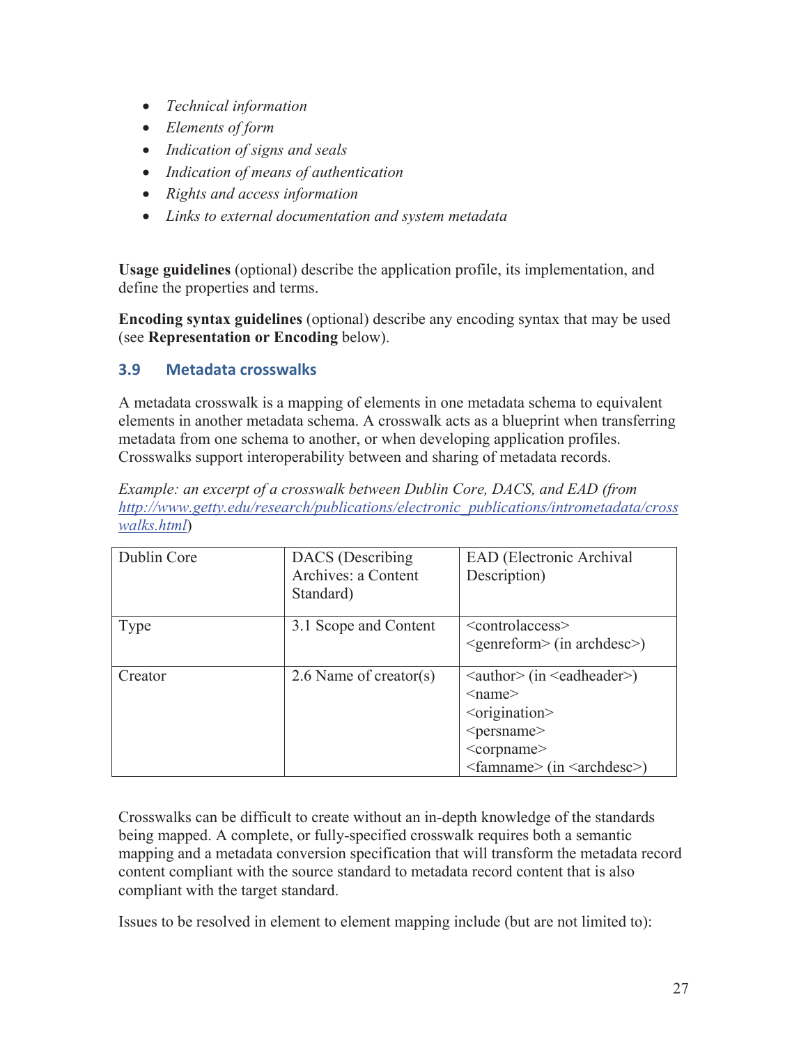- *Technical information*
- *Elements of form*
- *Indication of signs and seals*
- *Indication of means of authentication*
- *Rights and access information*
- *Links to external documentation and system metadata*

**Usage guidelines** (optional) describe the application profile, its implementation, and define the properties and terms.

**Encoding syntax guidelines** (optional) describe any encoding syntax that may be used (see **Representation or Encoding** below).

### 3.9 Metadata crosswalks

A metadata crosswalk is a mapping of elements in one metadata schema to equivalent elements in another metadata schema. A crosswalk acts as a blueprint when transferring metadata from one schema to another, or when developing application profiles. Crosswalks support interoperability between and sharing of metadata records.

*Example: an excerpt of a crosswalk between Dublin Core, DACS, and EAD (from [http://www.getty.edu/research/publications/electronic_publications/intrometadata/crosswalks.html](http://www.getty.edu/research/publications/electronic_publications/intrometadata/crosswalks.html))*

| Dublin Core | DACS (Describing Archives: a Content Standard) | EAD (Electronic Archival Description) |
|---|---|---|
| Type | 3.1 Scope and Content | <controlaccess> <genreform> (in archdesc>) |
| Creator | 2.6 Name of creator(s) | <author> (in <eadheader>) <name> <origination> <persname> <corpname> <famname> (in <archdesc>) |

Crosswalks can be difficult to create without an in-depth knowledge of the standards being mapped. A complete, or fully-specified crosswalk requires both a semantic mapping and a metadata conversion specification that will transform the metadata record content compliant with the source standard to metadata record content that is also compliant with the target standard.

Issues to be resolved in element to element mapping include (but are not limited to):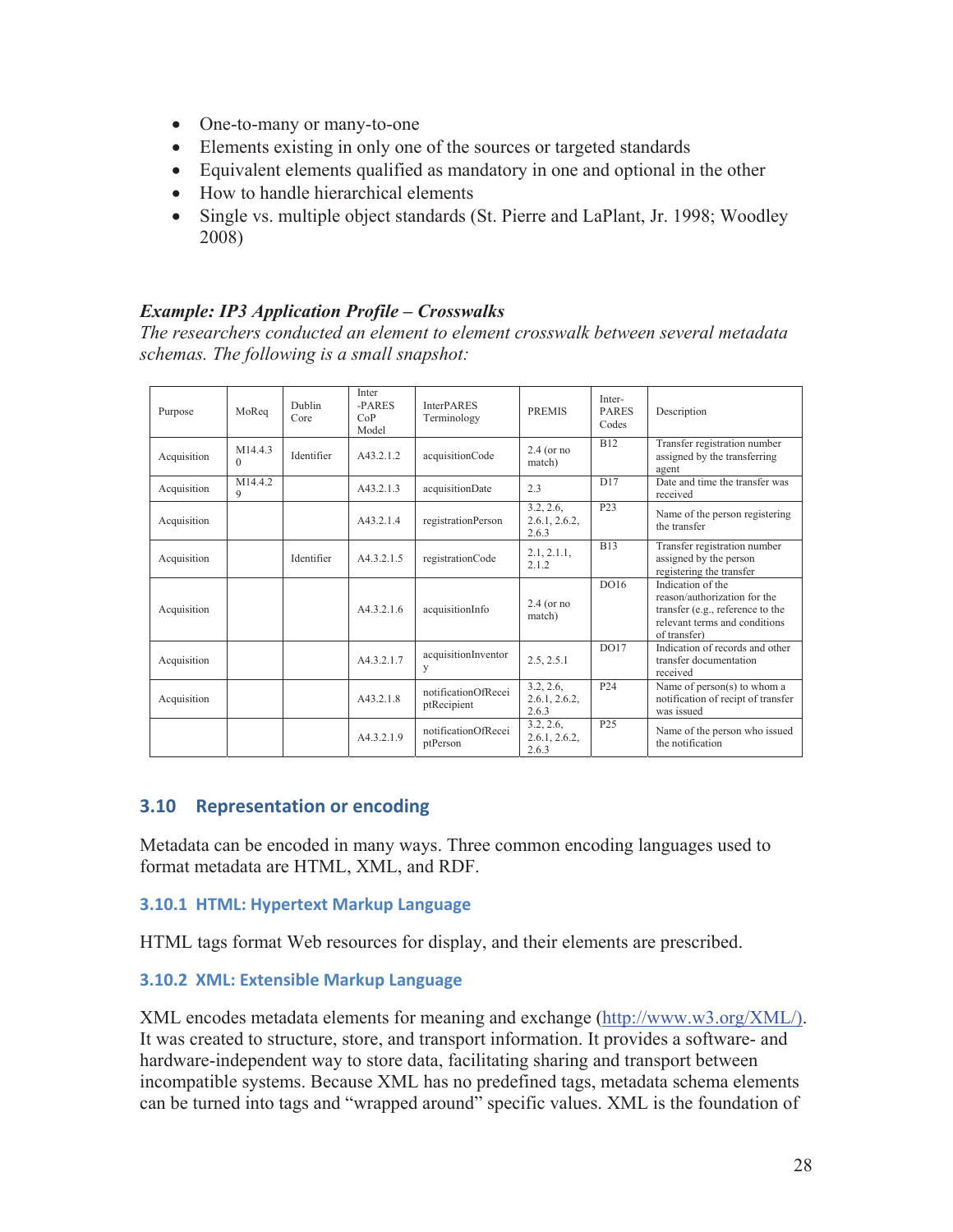- One-to-many or many-to-one
- Elements existing in only one of the sources or targeted standards
- Equivalent elements qualified as mandatory in one and optional in the other
- How to handle hierarchical elements
- Single vs. multiple object standards (St. Pierre and LaPlant, Jr. 1998; Woodley 2008)

***Example: IP3 Application Profile – Crosswalks***

*The researchers conducted an element to element crosswalk between several metadata schemas. The following is a small snapshot:*

| Purpose | MoReq | Dublin Core | Inter-PARES CoP Model | InterPARES Terminology | PREMIS | Inter-PARES Codes | Description |
|---|---|---|---|---|---|---|---|
| Acquisition | M14.4.30 | Identifier | A43.2.1.2 | acquisitionCode | 2.4 (or no match) | B12 | Transfer registration number assigned by the transferring agent |
| Acquisition | M14.4.29 | | A43.2.1.3 | acquisitionDate | 2.3 | D17 | Date and time the transfer was received |
| Acquisition | | | A43.2.1.4 | registrationPerson | 3.2, 2.6, 2.6.1, 2.6.2, 2.6.3 | P23 | Name of the person registering the transfer |
| Acquisition | | Identifier | A4.3.2.1.5 | registrationCode | 2.1, 2.1.1, 2.1.2 | B13 | Transfer registration number assigned by the person registering the transfer |
| Acquisition | | | A4.3.2.1.6 | acquisitionInfo | 2.4 (or no match) | DO16 | Indication of the reason/authorization for the transfer (e.g., reference to the relevant terms and conditions of transfer) |
| Acquisition | | | A4.3.2.1.7 | acquisitionInventory | 2.5, 2.5.1 | DO17 | Indication of records and other transfer documentation received |
| Acquisition | | | A43.2.1.8 | notificationOfReceiptRecipient | 3.2, 2.6, 2.6.1, 2.6.2, 2.6.3 | P24 | Name of person(s) to whom a notification of receipt of transfer was issued |
| | | | A4.3.2.1.9 | notificationOfReceiptPerson | 3.2, 2.6, 2.6.1, 2.6.2, 2.6.3 | P25 | Name of the person who issued the notification |

## 3.10 Representation or encoding

Metadata can be encoded in many ways. Three common encoding languages used to format metadata are HTML, XML, and RDF.

### 3.10.1 HTML: Hypertext Markup Language

HTML tags format Web resources for display, and their elements are prescribed.

### 3.10.2 XML: Extensible Markup Language

XML encodes metadata elements for meaning and exchange (http://www.w3.org/XML/). It was created to structure, store, and transport information. It provides a software- and hardware-independent way to store data, facilitating sharing and transport between incompatible systems. Because XML has no predefined tags, metadata schema elements can be turned into tags and "wrapped around" specific values. XML is the foundation of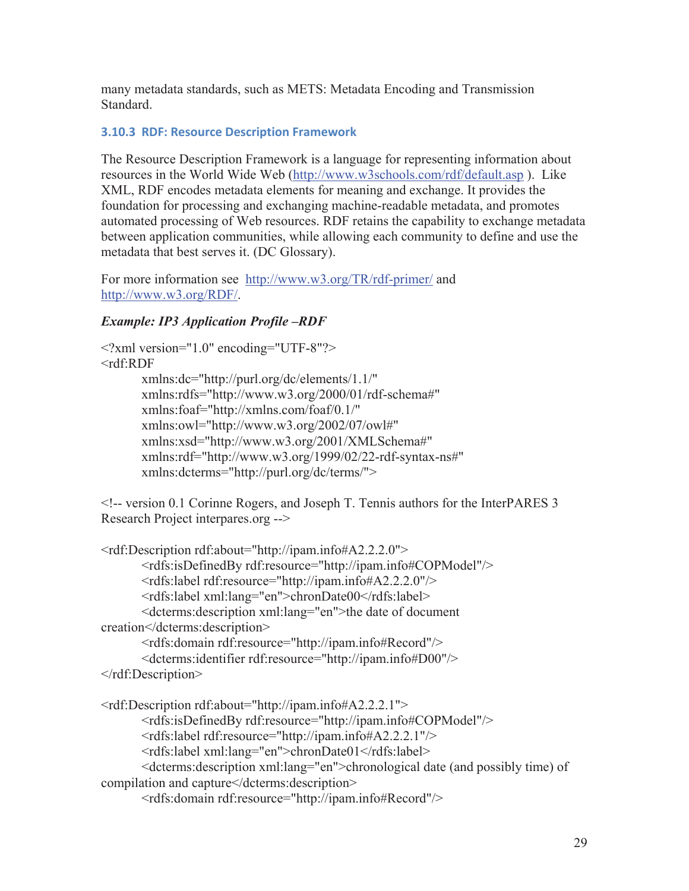many metadata standards, such as METS: Metadata Encoding and Transmission Standard.

### 3.10.3 RDF: Resource Description Framework

The Resource Description Framework is a language for representing information about resources in the World Wide Web (http://www.w3schools.com/rdf/default.asp ). Like XML, RDF encodes metadata elements for meaning and exchange. It provides the foundation for processing and exchanging machine-readable metadata, and promotes automated processing of Web resources. RDF retains the capability to exchange metadata between application communities, while allowing each community to define and use the metadata that best serves it. (DC Glossary).

For more information see http://www.w3.org/TR/rdf-primer/ and http://www.w3.org/RDF/.

***Example: IP3 Application Profile –RDF***

```
<?xml version="1.0" encoding="UTF-8"?>
<rdf:RDF
        xmlns:dc="http://purl.org/dc/elements/1.1/"
        xmlns:rdfs="http://www.w3.org/2000/01/rdf-schema#"
        xmlns:foaf="http://xmlns.com/foaf/0.1/"
        xmlns:owl="http://www.w3.org/2002/07/owl#"
        xmlns:xsd="http://www.w3.org/2001/XMLSchema#"
        xmlns:rdf="http://www.w3.org/1999/02/22-rdf-syntax-ns#"
        xmlns:dcterms="http://purl.org/dc/terms/">

<!-- version 0.1 Corinne Rogers, and Joseph T. Tennis authors for the InterPARES 3
Research Project interpares.org -->

<rdf:Description rdf:about="http://ipam.info#A2.2.2.0">
        <rdfs:isDefinedBy rdf:resource="http://ipam.info#COPModel"/>
        <rdfs:label rdf:resource="http://ipam.info#A2.2.2.0"/>
        <rdfs:label xml:lang="en">chronDate00</rdfs:label>
        <dcterms:description xml:lang="en">the date of document
creation</dcterms:description>
        <rdfs:domain rdf:resource="http://ipam.info#Record"/>
        <dcterms:identifier rdf:resource="http://ipam.info#D00"/>
</rdf:Description>

<rdf:Description rdf:about="http://ipam.info#A2.2.2.1">
        <rdfs:isDefinedBy rdf:resource="http://ipam.info#COPModel"/>
        <rdfs:label rdf:resource="http://ipam.info#A2.2.2.1"/>
        <rdfs:label xml:lang="en">chronDate01</rdfs:label>
        <dcterms:description xml:lang="en">chronological date (and possibly time) of
compilation and capture</dcterms:description>
        <rdfs:domain rdf:resource="http://ipam.info#Record"/>
```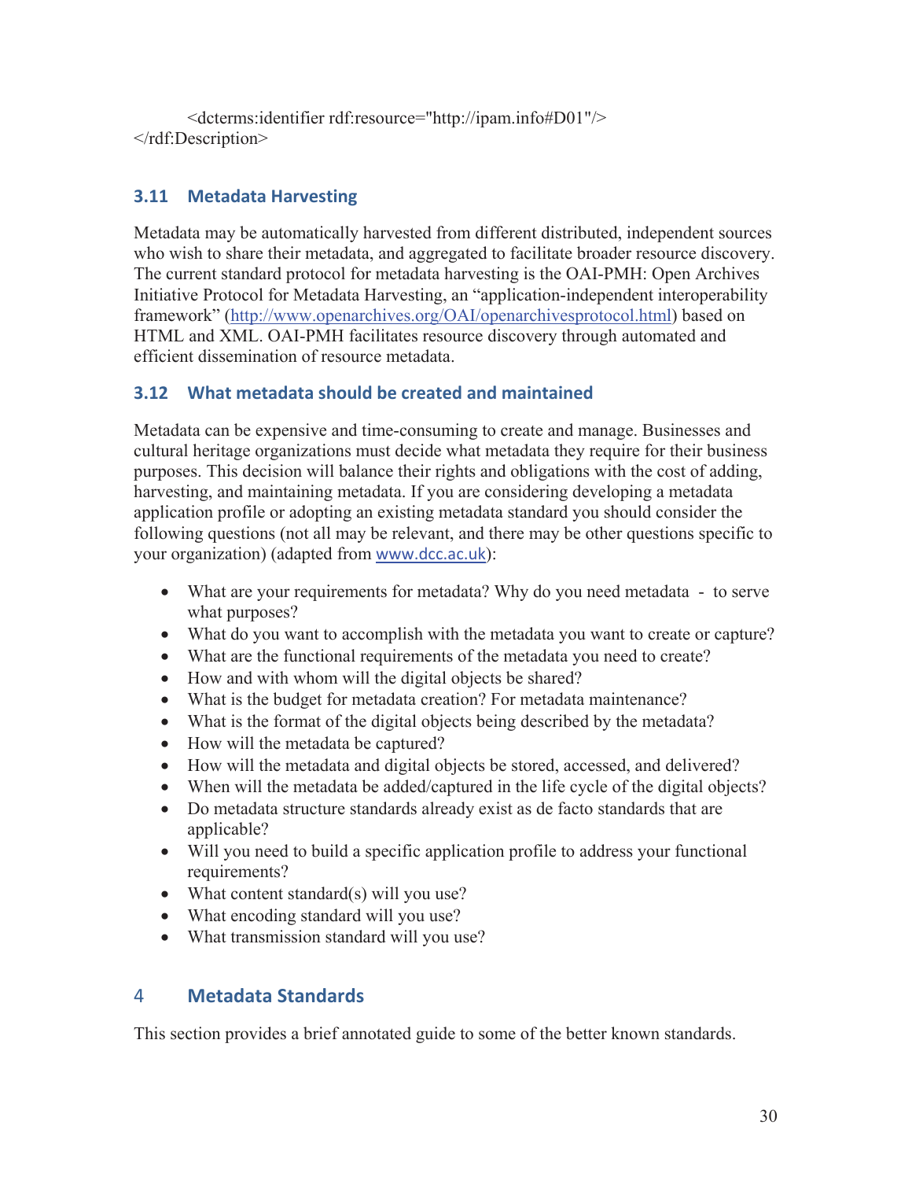```
    <dcterms:identifier rdf:resource="http://ipam.info#D01"/>
</rdf:Description>
```

### 3.11 Metadata Harvesting

Metadata may be automatically harvested from different distributed, independent sources who wish to share their metadata, and aggregated to facilitate broader resource discovery. The current standard protocol for metadata harvesting is the OAI-PMH: Open Archives Initiative Protocol for Metadata Harvesting, an "application-independent interoperability framework" (http://www.openarchives.org/OAI/openarchivesprotocol.html) based on HTML and XML. OAI-PMH facilitates resource discovery through automated and efficient dissemination of resource metadata.

### 3.12 What metadata should be created and maintained

Metadata can be expensive and time-consuming to create and manage. Businesses and cultural heritage organizations must decide what metadata they require for their business purposes. This decision will balance their rights and obligations with the cost of adding, harvesting, and maintaining metadata. If you are considering developing a metadata application profile or adopting an existing metadata standard you should consider the following questions (not all may be relevant, and there may be other questions specific to your organization) (adapted from www.dcc.ac.uk):

- What are your requirements for metadata? Why do you need metadata - to serve what purposes?
- What do you want to accomplish with the metadata you want to create or capture?
- What are the functional requirements of the metadata you need to create?
- How and with whom will the digital objects be shared?
- What is the budget for metadata creation? For metadata maintenance?
- What is the format of the digital objects being described by the metadata?
- How will the metadata be captured?
- How will the metadata and digital objects be stored, accessed, and delivered?
- When will the metadata be added/captured in the life cycle of the digital objects?
- Do metadata structure standards already exist as de facto standards that are applicable?
- Will you need to build a specific application profile to address your functional requirements?
- What content standard(s) will you use?
- What encoding standard will you use?
- What transmission standard will you use?

## 4 Metadata Standards

This section provides a brief annotated guide to some of the better known standards.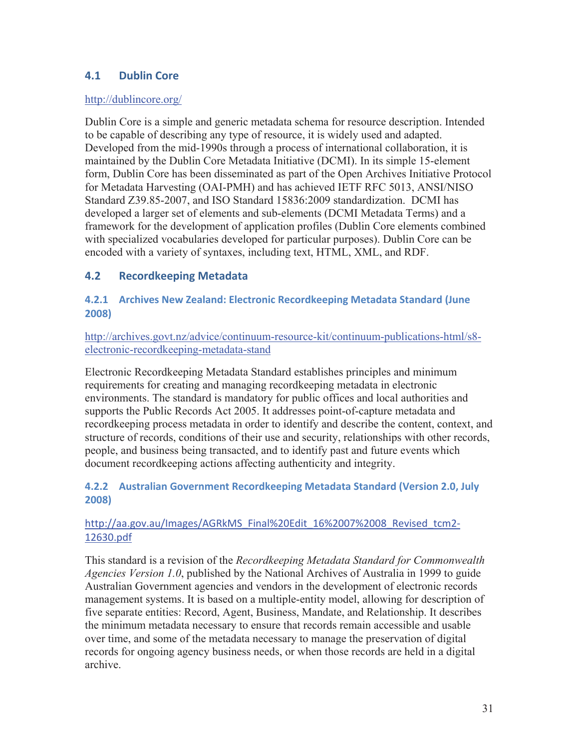## 4.1 Dublin Core

http://dublincore.org/

Dublin Core is a simple and generic metadata schema for resource description. Intended to be capable of describing any type of resource, it is widely used and adapted. Developed from the mid-1990s through a process of international collaboration, it is maintained by the Dublin Core Metadata Initiative (DCMI). In its simple 15-element form, Dublin Core has been disseminated as part of the Open Archives Initiative Protocol for Metadata Harvesting (OAI-PMH) and has achieved IETF RFC 5013, ANSI/NISO Standard Z39.85-2007, and ISO Standard 15836:2009 standardization. DCMI has developed a larger set of elements and sub-elements (DCMI Metadata Terms) and a framework for the development of application profiles (Dublin Core elements combined with specialized vocabularies developed for particular purposes). Dublin Core can be encoded with a variety of syntaxes, including text, HTML, XML, and RDF.

## 4.2 Recordkeeping Metadata

### 4.2.1 Archives New Zealand: Electronic Recordkeeping Metadata Standard (June 2008)

http://archives.govt.nz/advice/continuum-resource-kit/continuum-publications-html/s8-electronic-recordkeeping-metadata-stand

Electronic Recordkeeping Metadata Standard establishes principles and minimum requirements for creating and managing recordkeeping metadata in electronic environments. The standard is mandatory for public offices and local authorities and supports the Public Records Act 2005. It addresses point-of-capture metadata and recordkeeping process metadata in order to identify and describe the content, context, and structure of records, conditions of their use and security, relationships with other records, people, and business being transacted, and to identify past and future events which document recordkeeping actions affecting authenticity and integrity.

### 4.2.2 Australian Government Recordkeeping Metadata Standard (Version 2.0, July 2008)

http://aa.gov.au/Images/AGRkMS_Final%20Edit_16%2007%2008_Revised_tcm2-12630.pdf

This standard is a revision of the *Recordkeeping Metadata Standard for Commonwealth Agencies Version 1.0*, published by the National Archives of Australia in 1999 to guide Australian Government agencies and vendors in the development of electronic records management systems. It is based on a multiple-entity model, allowing for description of five separate entities: Record, Agent, Business, Mandate, and Relationship. It describes the minimum metadata necessary to ensure that records remain accessible and usable over time, and some of the metadata necessary to manage the preservation of digital records for ongoing agency business needs, or when those records are held in a digital archive.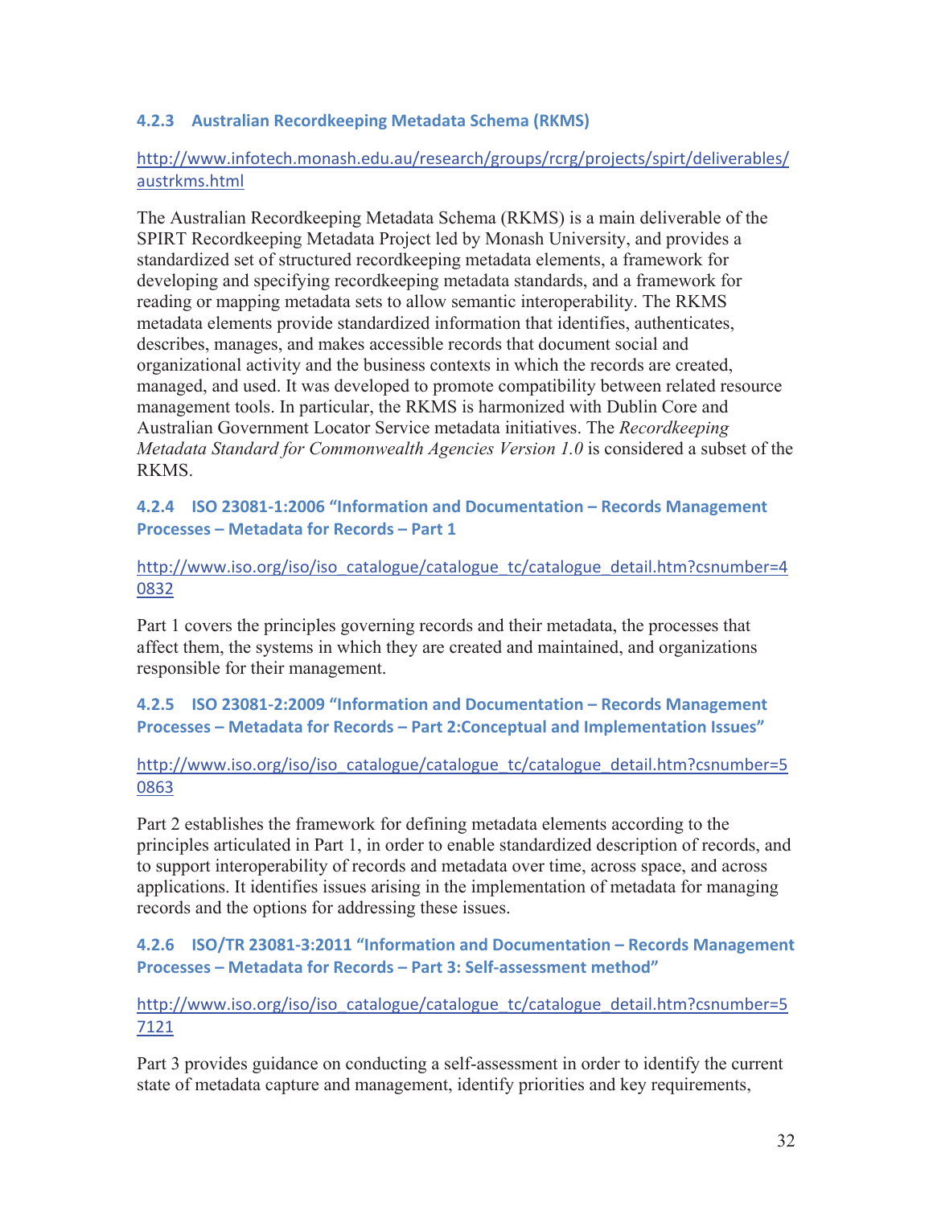#### 4.2.3 Australian Recordkeeping Metadata Schema (RKMS)

http://www.infotech.monash.edu.au/research/groups/rcrg/projects/spirt/deliverables/austrkms.html

The Australian Recordkeeping Metadata Schema (RKMS) is a main deliverable of the SPIRT Recordkeeping Metadata Project led by Monash University, and provides a standardized set of structured recordkeeping metadata elements, a framework for developing and specifying recordkeeping metadata standards, and a framework for reading or mapping metadata sets to allow semantic interoperability. The RKMS metadata elements provide standardized information that identifies, authenticates, describes, manages, and makes accessible records that document social and organizational activity and the business contexts in which the records are created, managed, and used. It was developed to promote compatibility between related resource management tools. In particular, the RKMS is harmonized with Dublin Core and Australian Government Locator Service metadata initiatives. The *Recordkeeping Metadata Standard for Commonwealth Agencies Version 1.0* is considered a subset of the RKMS.

#### 4.2.4 ISO 23081-1:2006 "Information and Documentation – Records Management Processes – Metadata for Records – Part 1

http://www.iso.org/iso/iso_catalogue/catalogue_tc/catalogue_detail.htm?csnumber=40832

Part 1 covers the principles governing records and their metadata, the processes that affect them, the systems in which they are created and maintained, and organizations responsible for their management.

#### 4.2.5 ISO 23081-2:2009 "Information and Documentation – Records Management Processes – Metadata for Records – Part 2:Conceptual and Implementation Issues"

http://www.iso.org/iso/iso_catalogue/catalogue_tc/catalogue_detail.htm?csnumber=50863

Part 2 establishes the framework for defining metadata elements according to the principles articulated in Part 1, in order to enable standardized description of records, and to support interoperability of records and metadata over time, across space, and across applications. It identifies issues arising in the implementation of metadata for managing records and the options for addressing these issues.

#### 4.2.6 ISO/TR 23081-3:2011 "Information and Documentation – Records Management Processes – Metadata for Records – Part 3: Self-assessment method"

http://www.iso.org/iso/iso_catalogue/catalogue_tc/catalogue_detail.htm?csnumber=57121

Part 3 provides guidance on conducting a self-assessment in order to identify the current state of metadata capture and management, identify priorities and key requirements,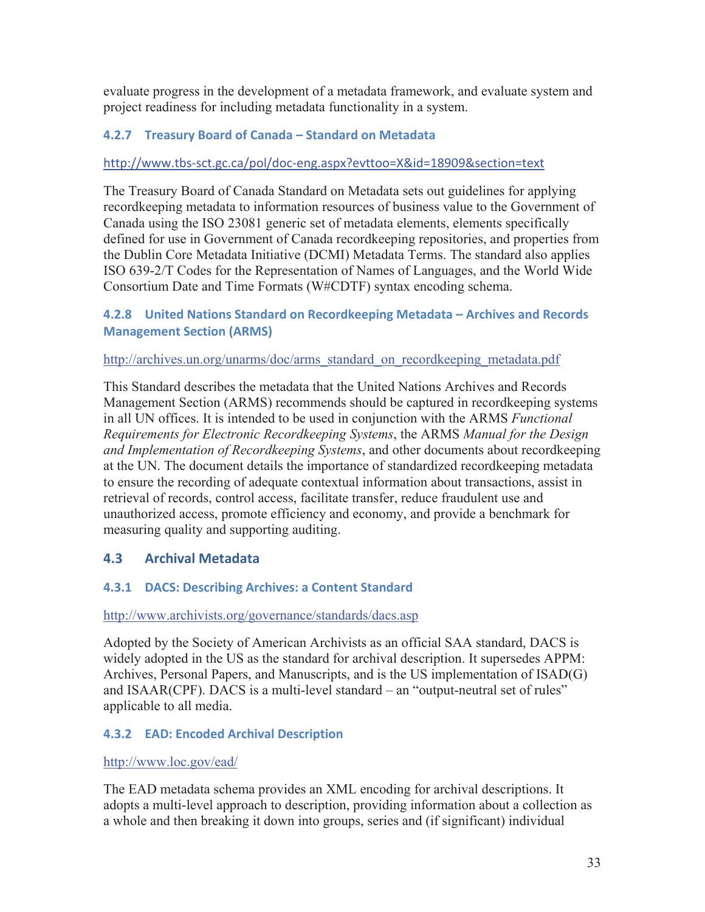evaluate progress in the development of a metadata framework, and evaluate system and project readiness for including metadata functionality in a system.

#### 4.2.7 Treasury Board of Canada – Standard on Metadata

http://www.tbs-sct.gc.ca/pol/doc-eng.aspx?evttoo=X&id=18909&section=text

The Treasury Board of Canada Standard on Metadata sets out guidelines for applying recordkeeping metadata to information resources of business value to the Government of Canada using the ISO 23081 generic set of metadata elements, elements specifically defined for use in Government of Canada recordkeeping repositories, and properties from the Dublin Core Metadata Initiative (DCMI) Metadata Terms. The standard also applies ISO 639-2/T Codes for the Representation of Names of Languages, and the World Wide Consortium Date and Time Formats (W#CDTF) syntax encoding schema.

#### 4.2.8 United Nations Standard on Recordkeeping Metadata – Archives and Records Management Section (ARMS)

http://archives.un.org/unarms/doc/arms_standard_on_recordkeeping_metadata.pdf

This Standard describes the metadata that the United Nations Archives and Records Management Section (ARMS) recommends should be captured in recordkeeping systems in all UN offices. It is intended to be used in conjunction with the ARMS *Functional Requirements for Electronic Recordkeeping Systems*, the ARMS *Manual for the Design and Implementation of Recordkeeping Systems*, and other documents about recordkeeping at the UN. The document details the importance of standardized recordkeeping metadata to ensure the recording of adequate contextual information about transactions, assist in retrieval of records, control access, facilitate transfer, reduce fraudulent use and unauthorized access, promote efficiency and economy, and provide a benchmark for measuring quality and supporting auditing.

### 4.3 Archival Metadata

#### 4.3.1 DACS: Describing Archives: a Content Standard

http://www.archivists.org/governance/standards/dacs.asp

Adopted by the Society of American Archivists as an official SAA standard, DACS is widely adopted in the US as the standard for archival description. It supersedes APPM: Archives, Personal Papers, and Manuscripts, and is the US implementation of ISAD(G) and ISAAR(CPF). DACS is a multi-level standard – an "output-neutral set of rules" applicable to all media.

#### 4.3.2 EAD: Encoded Archival Description

http://www.loc.gov/ead/

The EAD metadata schema provides an XML encoding for archival descriptions. It adopts a multi-level approach to description, providing information about a collection as a whole and then breaking it down into groups, series and (if significant) individual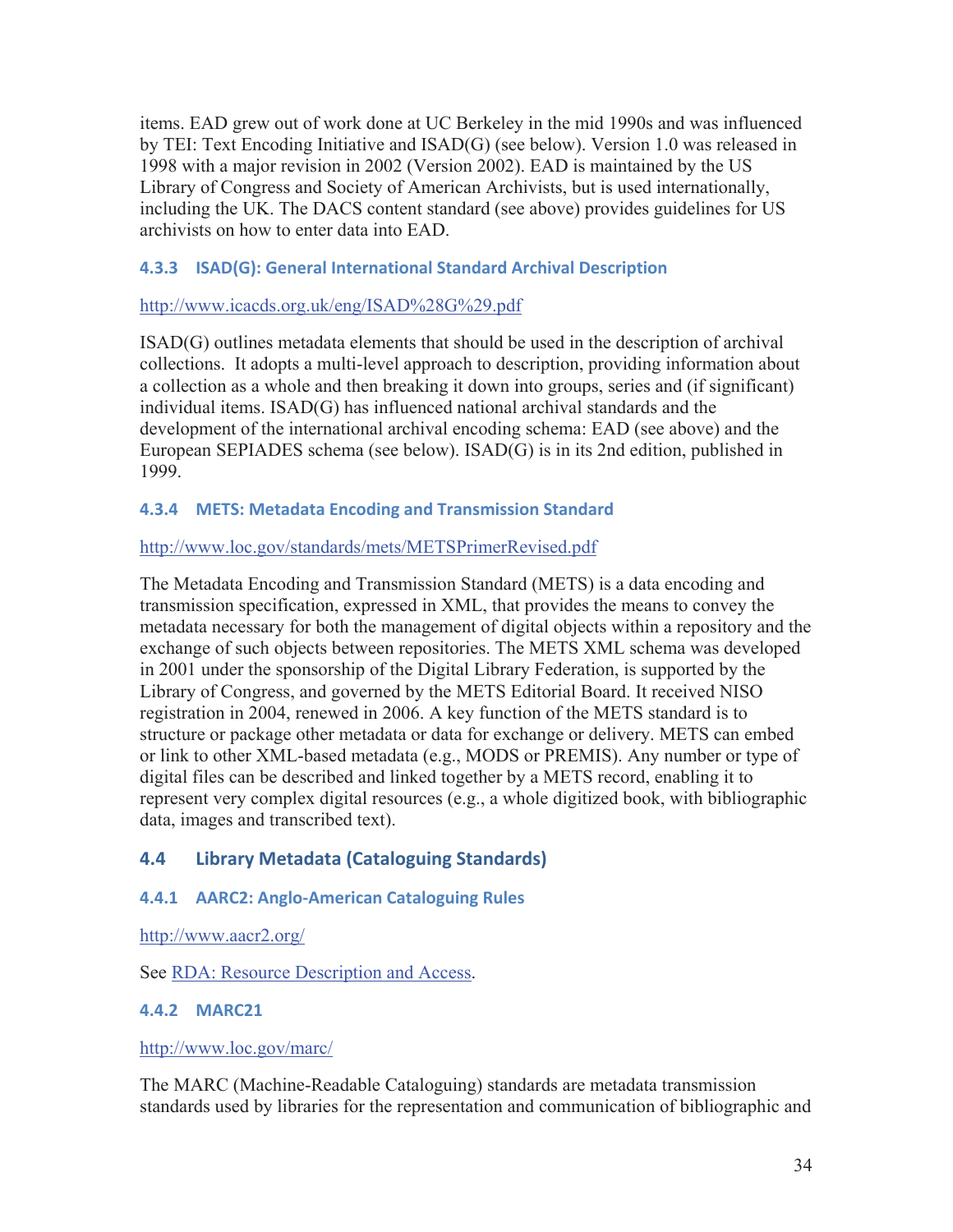items. EAD grew out of work done at UC Berkeley in the mid 1990s and was influenced by TEI: Text Encoding Initiative and ISAD(G) (see below). Version 1.0 was released in 1998 with a major revision in 2002 (Version 2002). EAD is maintained by the US Library of Congress and Society of American Archivists, but is used internationally, including the UK. The DACS content standard (see above) provides guidelines for US archivists on how to enter data into EAD.

#### 4.3.3 ISAD(G): General International Standard Archival Description

http://www.icacds.org.uk/eng/ISAD%28G%29.pdf

ISAD(G) outlines metadata elements that should be used in the description of archival collections. It adopts a multi-level approach to description, providing information about a collection as a whole and then breaking it down into groups, series and (if significant) individual items. ISAD(G) has influenced national archival standards and the development of the international archival encoding schema: EAD (see above) and the European SEPIADES schema (see below). ISAD(G) is in its 2nd edition, published in 1999.

#### 4.3.4 METS: Metadata Encoding and Transmission Standard

http://www.loc.gov/standards/mets/METSPrimerRevised.pdf

The Metadata Encoding and Transmission Standard (METS) is a data encoding and transmission specification, expressed in XML, that provides the means to convey the metadata necessary for both the management of digital objects within a repository and the exchange of such objects between repositories. The METS XML schema was developed in 2001 under the sponsorship of the Digital Library Federation, is supported by the Library of Congress, and governed by the METS Editorial Board. It received NISO registration in 2004, renewed in 2006. A key function of the METS standard is to structure or package other metadata or data for exchange or delivery. METS can embed or link to other XML-based metadata (e.g., MODS or PREMIS). Any number or type of digital files can be described and linked together by a METS record, enabling it to represent very complex digital resources (e.g., a whole digitized book, with bibliographic data, images and transcribed text).

### 4.4 Library Metadata (Cataloguing Standards)

#### 4.4.1 AARC2: Anglo-American Cataloguing Rules

http://www.aacr2.org/

See RDA: Resource Description and Access.

#### 4.4.2 MARC21

http://www.loc.gov/marc/

The MARC (Machine-Readable Cataloguing) standards are metadata transmission standards used by libraries for the representation and communication of bibliographic and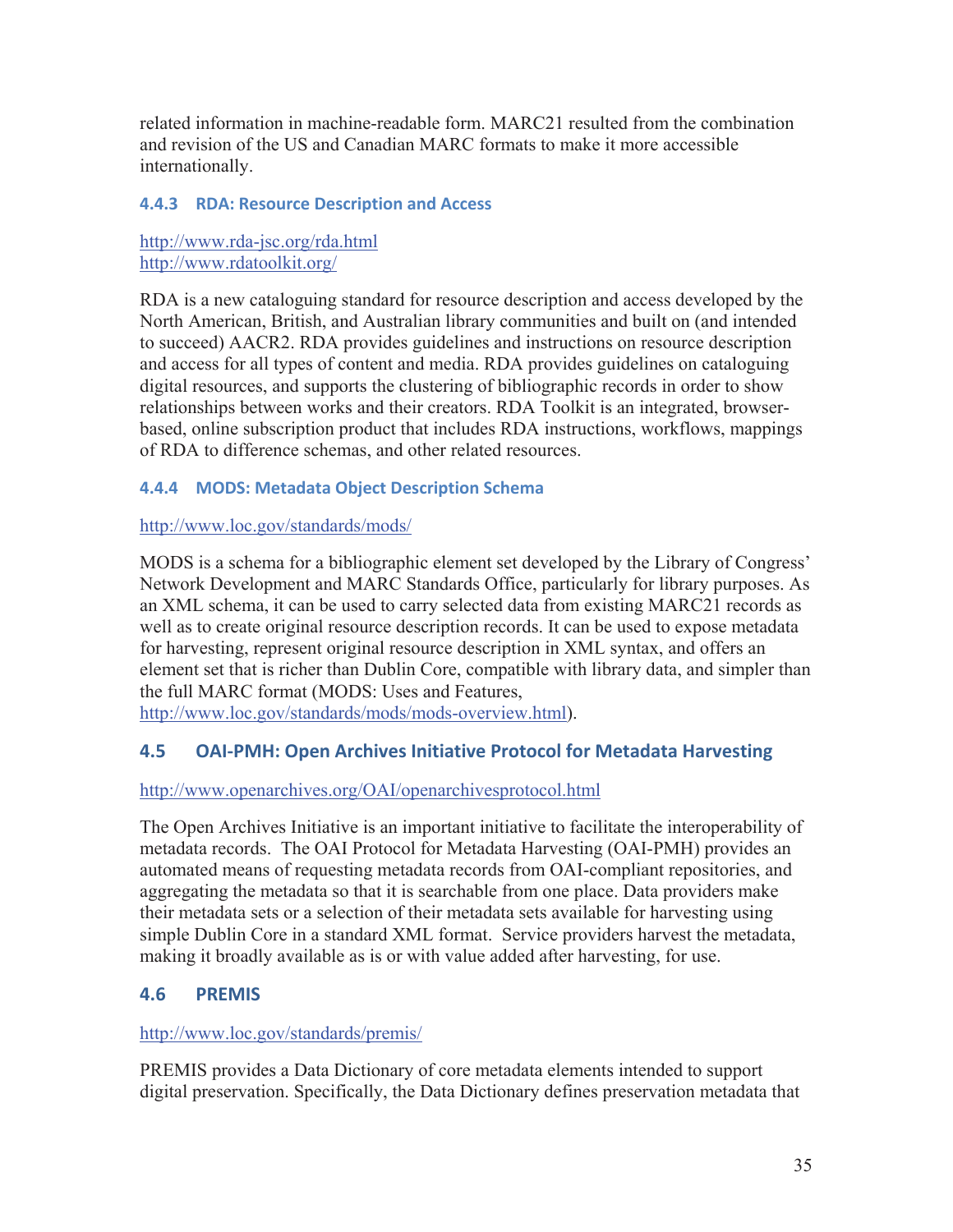related information in machine-readable form. MARC21 resulted from the combination and revision of the US and Canadian MARC formats to make it more accessible internationally.

### 4.4.3 RDA: Resource Description and Access

http://www.rda-jsc.org/rda.html
http://www.rdatoolkit.org/

RDA is a new cataloguing standard for resource description and access developed by the North American, British, and Australian library communities and built on (and intended to succeed) AACR2. RDA provides guidelines and instructions on resource description and access for all types of content and media. RDA provides guidelines on cataloguing digital resources, and supports the clustering of bibliographic records in order to show relationships between works and their creators. RDA Toolkit is an integrated, browser-based, online subscription product that includes RDA instructions, workflows, mappings of RDA to difference schemas, and other related resources.

### 4.4.4 MODS: Metadata Object Description Schema

http://www.loc.gov/standards/mods/

MODS is a schema for a bibliographic element set developed by the Library of Congress' Network Development and MARC Standards Office, particularly for library purposes. As an XML schema, it can be used to carry selected data from existing MARC21 records as well as to create original resource description records. It can be used to expose metadata for harvesting, represent original resource description in XML syntax, and offers an element set that is richer than Dublin Core, compatible with library data, and simpler than the full MARC format (MODS: Uses and Features, http://www.loc.gov/standards/mods/mods-overview.html).

## 4.5 OAI-PMH: Open Archives Initiative Protocol for Metadata Harvesting

http://www.openarchives.org/OAI/openarchivesprotocol.html

The Open Archives Initiative is an important initiative to facilitate the interoperability of metadata records. The OAI Protocol for Metadata Harvesting (OAI-PMH) provides an automated means of requesting metadata records from OAI-compliant repositories, and aggregating the metadata so that it is searchable from one place. Data providers make their metadata sets or a selection of their metadata sets available for harvesting using simple Dublin Core in a standard XML format. Service providers harvest the metadata, making it broadly available as is or with value added after harvesting, for use.

## 4.6 PREMIS

http://www.loc.gov/standards/premis/

PREMIS provides a Data Dictionary of core metadata elements intended to support digital preservation. Specifically, the Data Dictionary defines preservation metadata that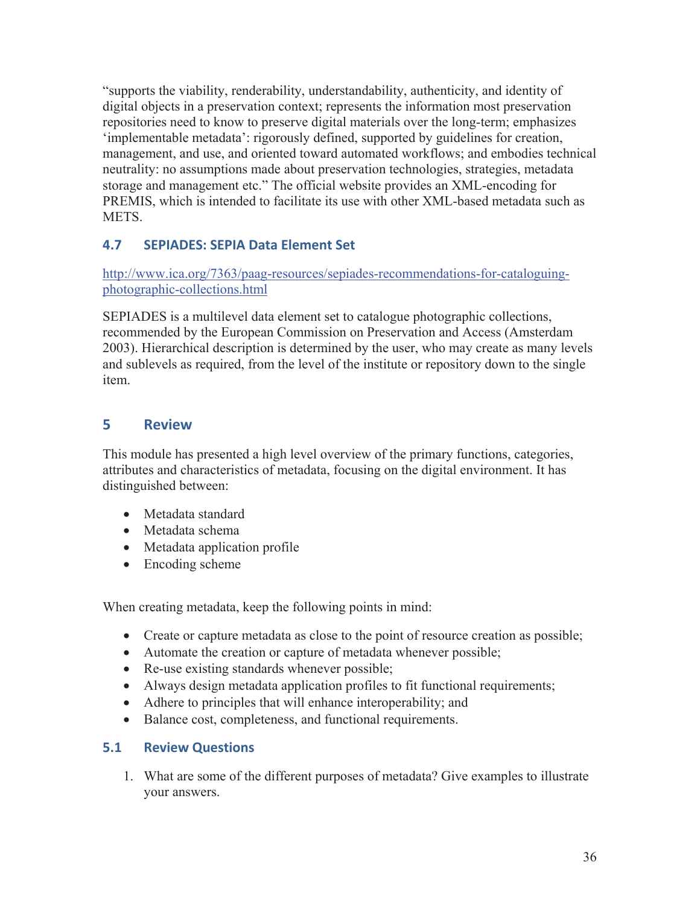"supports the viability, renderability, understandability, authenticity, and identity of digital objects in a preservation context; represents the information most preservation repositories need to know to preserve digital materials over the long-term; emphasizes 'implementable metadata': rigorously defined, supported by guidelines for creation, management, and use, and oriented toward automated workflows; and embodies technical neutrality: no assumptions made about preservation technologies, strategies, metadata storage and management etc." The official website provides an XML-encoding for PREMIS, which is intended to facilitate its use with other XML-based metadata such as METS.

### 4.7 SEPIADES: SEPIA Data Element Set

http://www.ica.org/7363/paag-resources/sepiades-recommendations-for-cataloguing-photographic-collections.html

SEPIADES is a multilevel data element set to catalogue photographic collections, recommended by the European Commission on Preservation and Access (Amsterdam 2003). Hierarchical description is determined by the user, who may create as many levels and sublevels as required, from the level of the institute or repository down to the single item.

## 5 Review

This module has presented a high level overview of the primary functions, categories, attributes and characteristics of metadata, focusing on the digital environment. It has distinguished between:

- Metadata standard
- Metadata schema
- Metadata application profile
- Encoding scheme

When creating metadata, keep the following points in mind:

- Create or capture metadata as close to the point of resource creation as possible;
- Automate the creation or capture of metadata whenever possible;
- Re-use existing standards whenever possible;
- Always design metadata application profiles to fit functional requirements;
- Adhere to principles that will enhance interoperability; and
- Balance cost, completeness, and functional requirements.

### 5.1 Review Questions

1. What are some of the different purposes of metadata? Give examples to illustrate your answers.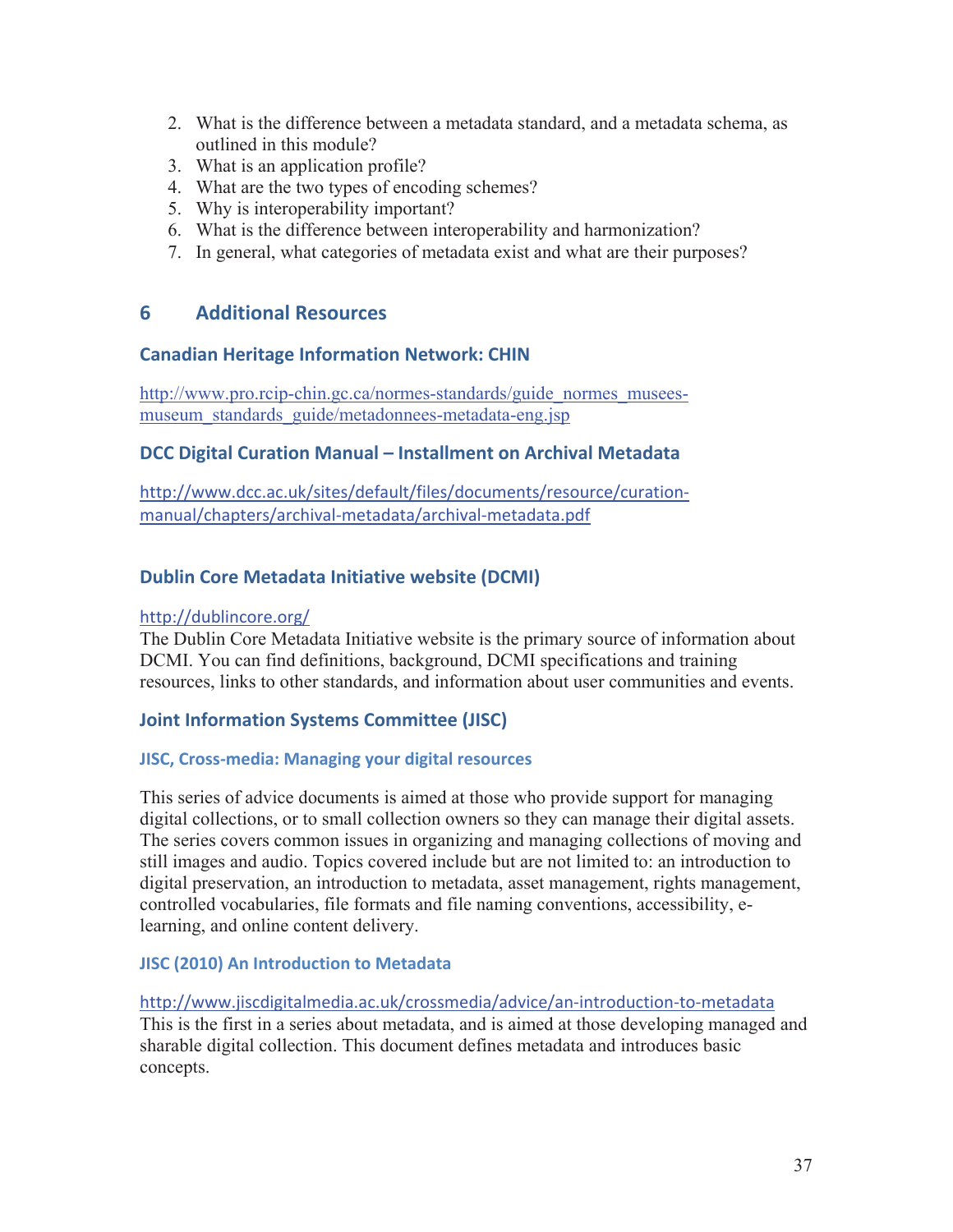2. What is the difference between a metadata standard, and a metadata schema, as outlined in this module?
3. What is an application profile?
4. What are the two types of encoding schemes?
5. Why is interoperability important?
6. What is the difference between interoperability and harmonization?
7. In general, what categories of metadata exist and what are their purposes?

## 6 Additional Resources

### Canadian Heritage Information Network: CHIN

http://www.pro.rcip-chin.gc.ca/normes-standards/guide_normes_musees-museum_standards_guide/metadonnees-metadata-eng.jsp

### DCC Digital Curation Manual – Installment on Archival Metadata

http://www.dcc.ac.uk/sites/default/files/documents/resource/curation-manual/chapters/archival-metadata/archival-metadata.pdf

### Dublin Core Metadata Initiative website (DCMI)

http://dublincore.org/
The Dublin Core Metadata Initiative website is the primary source of information about DCMI. You can find definitions, background, DCMI specifications and training resources, links to other standards, and information about user communities and events.

### Joint Information Systems Committee (JISC)

#### JISC, Cross-media: Managing your digital resources

This series of advice documents is aimed at those who provide support for managing digital collections, or to small collection owners so they can manage their digital assets. The series covers common issues in organizing and managing collections of moving and still images and audio. Topics covered include but are not limited to: an introduction to digital preservation, an introduction to metadata, asset management, rights management, controlled vocabularies, file formats and file naming conventions, accessibility, e-learning, and online content delivery.

#### JISC (2010) An Introduction to Metadata

http://www.jiscdigitalmedia.ac.uk/crossmedia/advice/an-introduction-to-metadata
This is the first in a series about metadata, and is aimed at those developing managed and sharable digital collection. This document defines metadata and introduces basic concepts.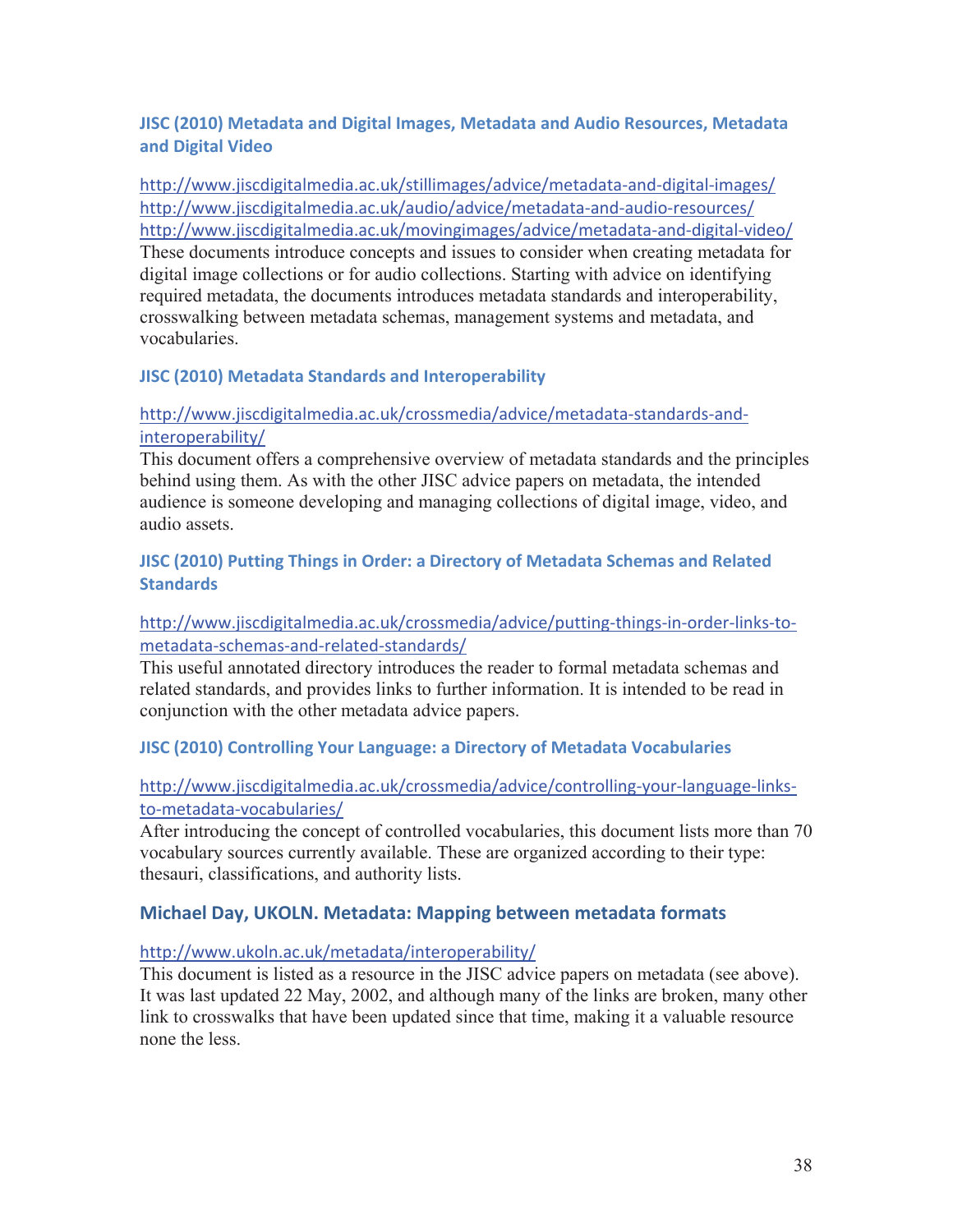### JISC (2010) Metadata and Digital Images, Metadata and Audio Resources, Metadata and Digital Video

http://www.jiscdigitalmedia.ac.uk/stillimages/advice/metadata-and-digital-images/
http://www.jiscdigitalmedia.ac.uk/audio/advice/metadata-and-audio-resources/
http://www.jiscdigitalmedia.ac.uk/movingimages/advice/metadata-and-digital-video/
These documents introduce concepts and issues to consider when creating metadata for digital image collections or for audio collections. Starting with advice on identifying required metadata, the documents introduces metadata standards and interoperability, crosswalking between metadata schemas, management systems and metadata, and vocabularies.

### JISC (2010) Metadata Standards and Interoperability

http://www.jiscdigitalmedia.ac.uk/crossmedia/advice/metadata-standards-and-interoperability/
This document offers a comprehensive overview of metadata standards and the principles behind using them. As with the other JISC advice papers on metadata, the intended audience is someone developing and managing collections of digital image, video, and audio assets.

### JISC (2010) Putting Things in Order: a Directory of Metadata Schemas and Related Standards

http://www.jiscdigitalmedia.ac.uk/crossmedia/advice/putting-things-in-order-links-to-metadata-schemas-and-related-standards/
This useful annotated directory introduces the reader to formal metadata schemas and related standards, and provides links to further information. It is intended to be read in conjunction with the other metadata advice papers.

### JISC (2010) Controlling Your Language: a Directory of Metadata Vocabularies

http://www.jiscdigitalmedia.ac.uk/crossmedia/advice/controlling-your-language-links-to-metadata-vocabularies/
After introducing the concept of controlled vocabularies, this document lists more than 70 vocabulary sources currently available. These are organized according to their type: thesauri, classifications, and authority lists.

## Michael Day, UKOLN. Metadata: Mapping between metadata formats

http://www.ukoln.ac.uk/metadata/interoperability/
This document is listed as a resource in the JISC advice papers on metadata (see above). It was last updated 22 May, 2002, and although many of the links are broken, many other link to crosswalks that have been updated since that time, making it a valuable resource none the less.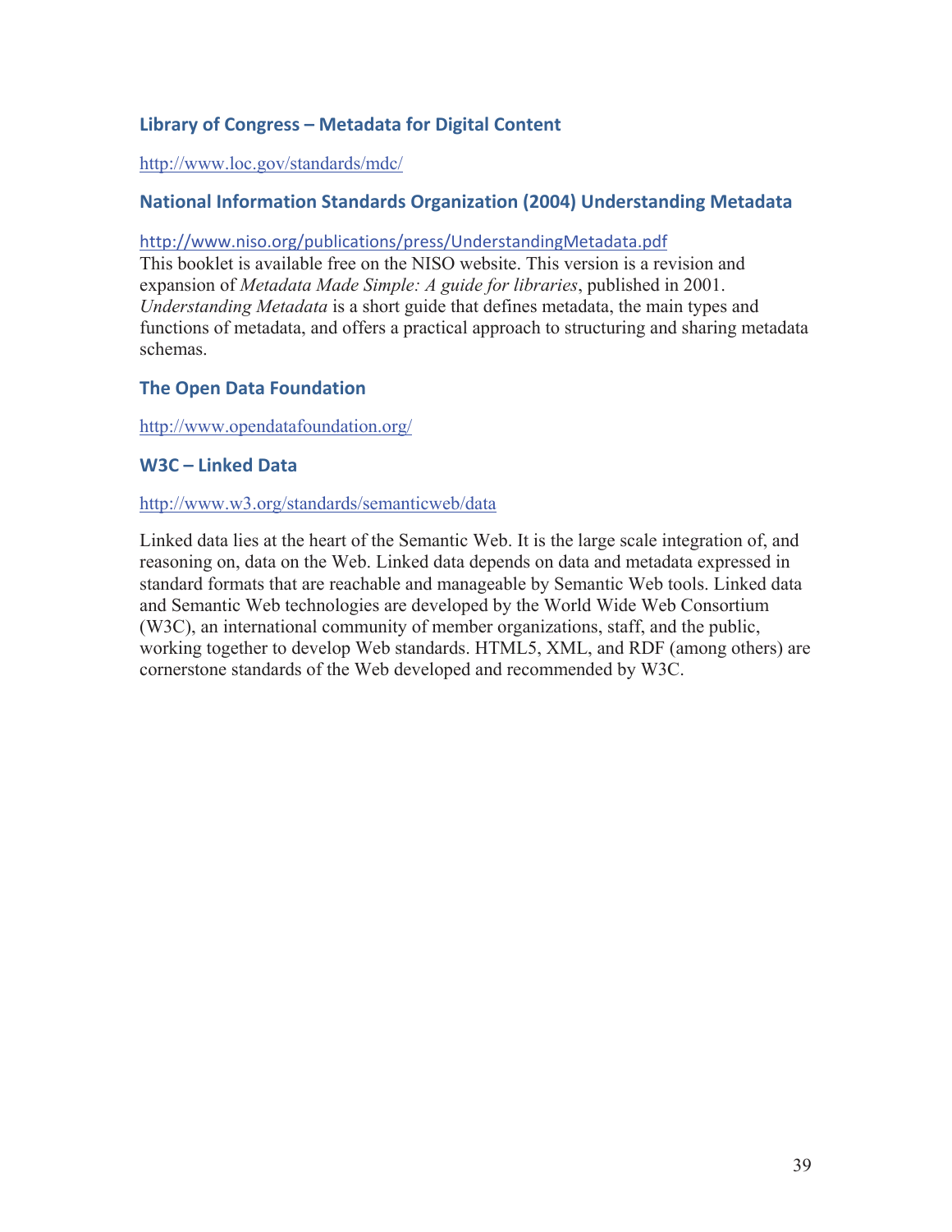### Library of Congress – Metadata for Digital Content

http://www.loc.gov/standards/mdc/

### National Information Standards Organization (2004) Understanding Metadata

http://www.niso.org/publications/press/UnderstandingMetadata.pdf
This booklet is available free on the NISO website. This version is a revision and expansion of *Metadata Made Simple: A guide for libraries*, published in 2001. *Understanding Metadata* is a short guide that defines metadata, the main types and functions of metadata, and offers a practical approach to structuring and sharing metadata schemas.

### The Open Data Foundation

http://www.opendatafoundation.org/

### W3C – Linked Data

http://www.w3.org/standards/semanticweb/data

Linked data lies at the heart of the Semantic Web. It is the large scale integration of, and reasoning on, data on the Web. Linked data depends on data and metadata expressed in standard formats that are reachable and manageable by Semantic Web tools. Linked data and Semantic Web technologies are developed by the World Wide Web Consortium (W3C), an international community of member organizations, staff, and the public, working together to develop Web standards. HTML5, XML, and RDF (among others) are cornerstone standards of the Web developed and recommended by W3C.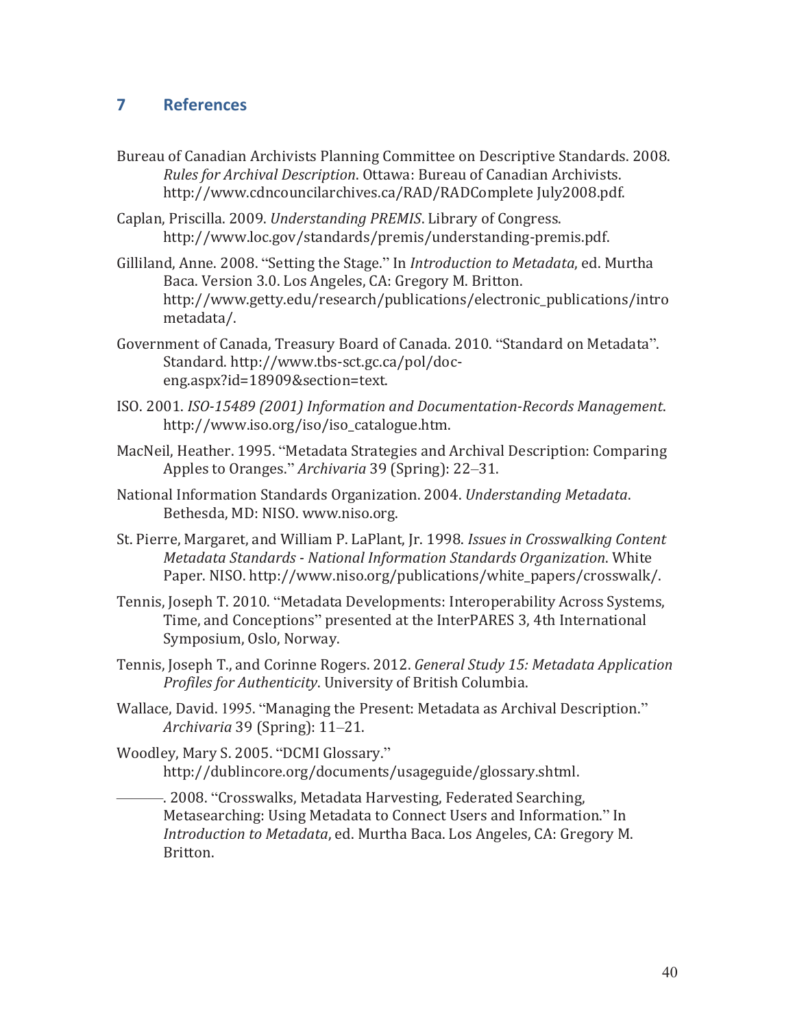## 7 References

Bureau of Canadian Archivists Planning Committee on Descriptive Standards. 2008. *Rules for Archival Description*. Ottawa: Bureau of Canadian Archivists. http://www.cdncouncilarchives.ca/RAD/RADComplete July2008.pdf.

Caplan, Priscilla. 2009. *Understanding PREMIS*. Library of Congress. http://www.loc.gov/standards/premis/understanding-premis.pdf.

Gilliland, Anne. 2008. "Setting the Stage." In *Introduction to Metadata*, ed. Murtha Baca. Version 3.0. Los Angeles, CA: Gregory M. Britton. http://www.getty.edu/research/publications/electronic_publications/intro metadata/.

Government of Canada, Treasury Board of Canada. 2010. "Standard on Metadata". Standard. http://www.tbs-sct.gc.ca/pol/doc-eng.aspx?id=18909&section=text.

ISO. 2001. *ISO-15489 (2001) Information and Documentation-Records Management*. http://www.iso.org/iso/iso_catalogue.htm.

MacNeil, Heather. 1995. "Metadata Strategies and Archival Description: Comparing Apples to Oranges." *Archivaria* 39 (Spring): 22–31.

National Information Standards Organization. 2004. *Understanding Metadata*. Bethesda, MD: NISO. www.niso.org.

St. Pierre, Margaret, and William P. LaPlant, Jr. 1998. *Issues in Crosswalking Content Metadata Standards - National Information Standards Organization*. White Paper. NISO. http://www.niso.org/publications/white_papers/crosswalk/.

Tennis, Joseph T. 2010. "Metadata Developments: Interoperability Across Systems, Time, and Conceptions" presented at the InterPARES 3, 4th International Symposium, Oslo, Norway.

Tennis, Joseph T., and Corinne Rogers. 2012. *General Study 15: Metadata Application Profiles for Authenticity*. University of British Columbia.

Wallace, David. 1995. "Managing the Present: Metadata as Archival Description." *Archivaria* 39 (Spring): 11–21.

Woodley, Mary S. 2005. "DCMI Glossary." http://dublincore.org/documents/usageguide/glossary.shtml.

———. 2008. "Crosswalks, Metadata Harvesting, Federated Searching, Metasearching: Using Metadata to Connect Users and Information." In *Introduction to Metadata*, ed. Murtha Baca. Los Angeles, CA: Gregory M. Britton.